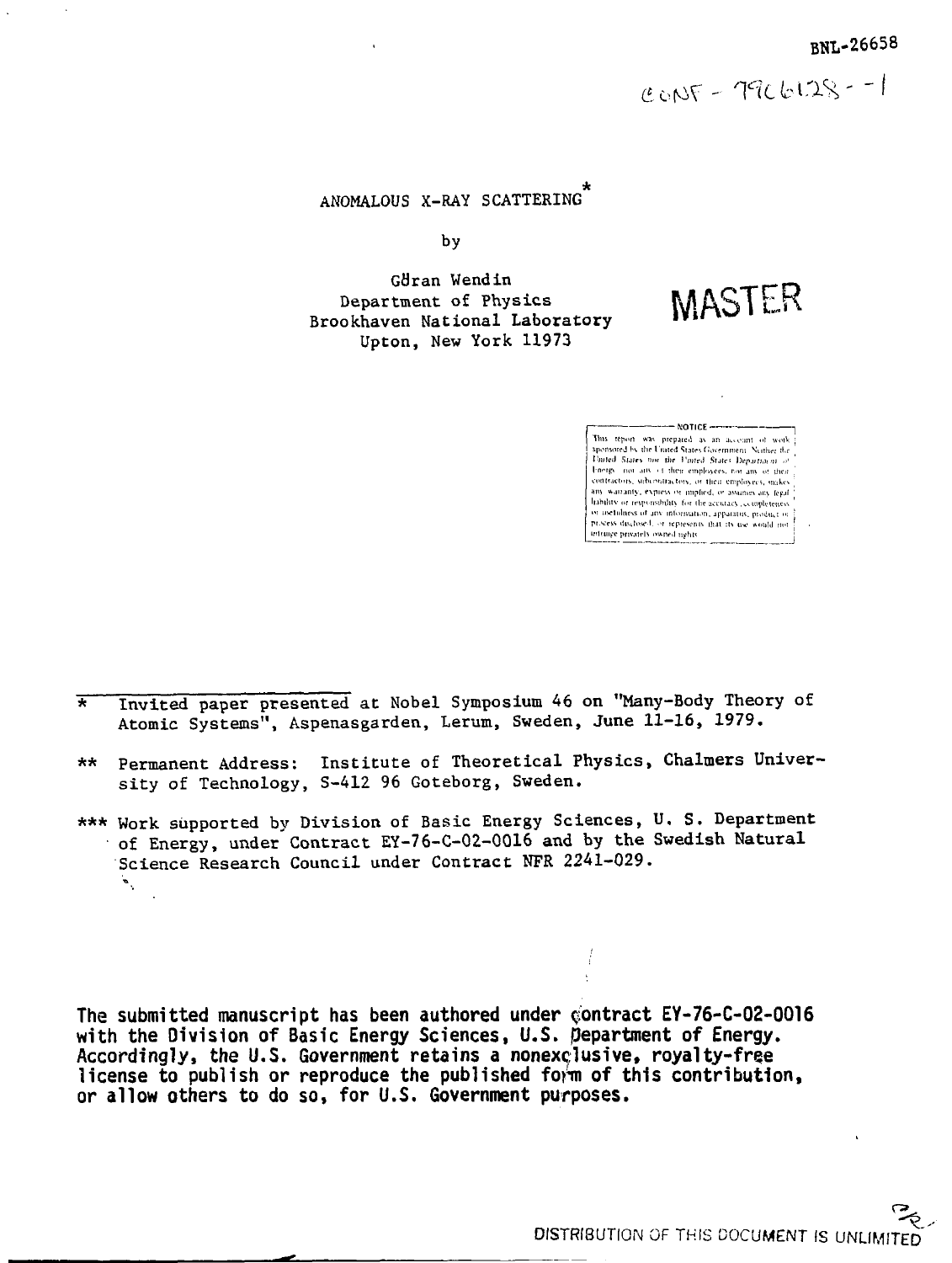BNL-26658

CONF - 7906128 - - 1

# ANOMALOUS X-RAY SCATTERING*

by

Göran Wendin
Department of Physics
Brookhaven National Laboratory
Upton, New York 11973

MASTER

NOTICE

This report was prepared as an account of work sponsored by the United States Government. Neither the United States nor the United States Department of Energy, nor any of their employees, nor any of their contractors, subcontractors, or their employees, makes any warranty, express or implied, or assumes any legal liability or responsibility for the accuracy, completeness or usefulness of any information, apparatus, product or process disclosed, or represents that its use would not infringe privately owned rights.

\* Invited paper presented at Nobel Symposium 46 on "Many-Body Theory of Atomic Systems", Aspenasgarden, Lerum, Sweden, June 11-16, 1979.

** Permanent Address: Institute of Theoretical Physics, Chalmers University of Technology, S-412 96 Goteborg, Sweden.

*** Work supported by Division of Basic Energy Sciences, U. S. Department of Energy, under Contract EY-76-C-02-0016 and by the Swedish Natural Science Research Council under Contract NFR 2241-029.

**The submitted manuscript has been authored under contract EY-76-C-02-0016 with the Division of Basic Energy Sciences, U.S. Department of Energy. Accordingly, the U.S. Government retains a nonexclusive, royalty-free license to publish or reproduce the published form of this contribution, or allow others to do so, for U.S. Government purposes.**

DISTRIBUTION OF THIS DOCUMENT IS UNLIMITED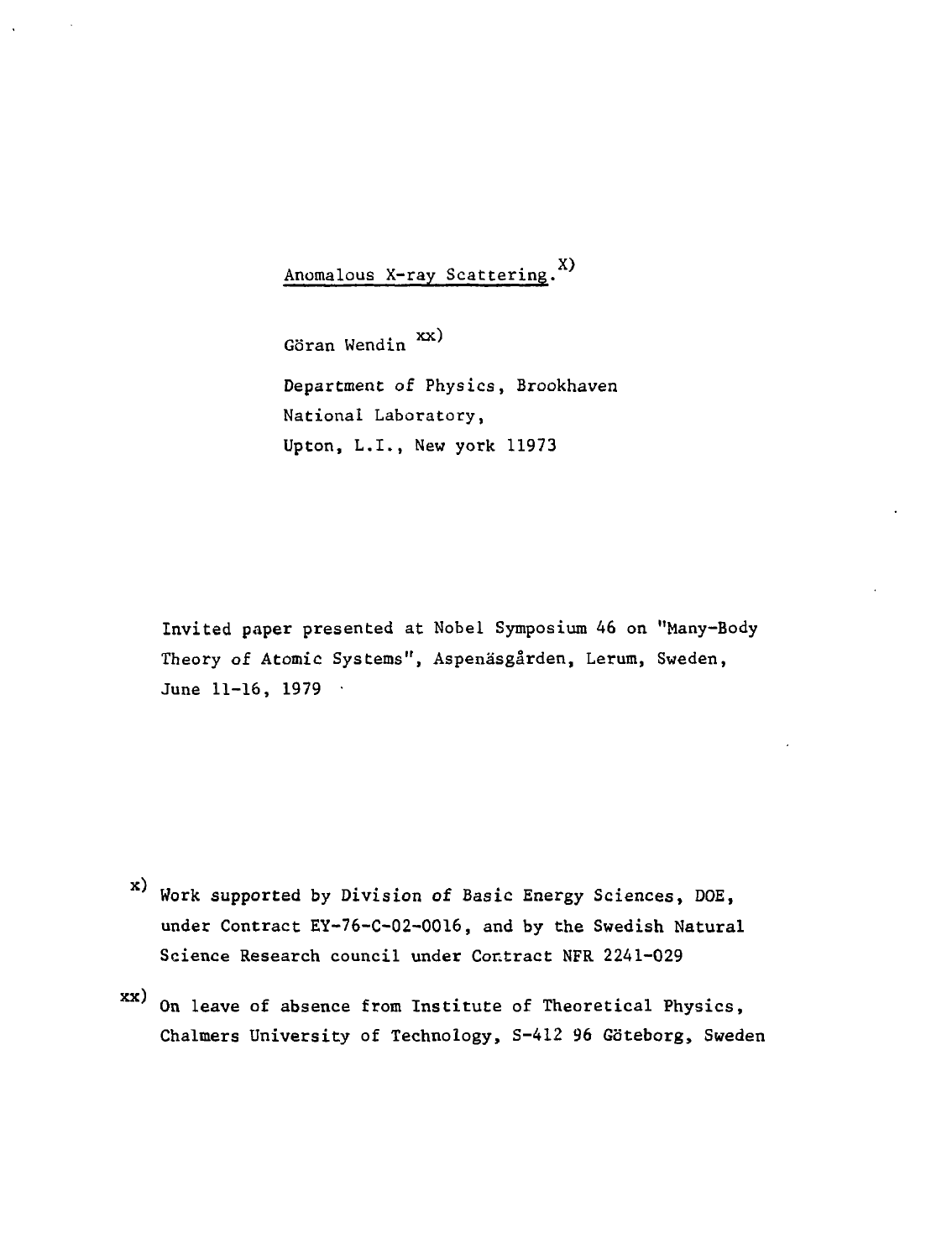# Anomalous X-ray Scattering.[X)]

Göran Wendin [xx)]

Department of Physics, Brookhaven National Laboratory, Upton, L.I., New york 11973

Invited paper presented at Nobel Symposium 46 on "Many-Body Theory of Atomic Systems", Aspenäsgården, Lerum, Sweden, June 11-16, 1979

[x)] Work supported by Division of Basic Energy Sciences, DOE, under Contract EY-76-C-02-0016, and by the Swedish Natural Science Research council under Contract NFR 2241-029

[xx)] On leave of absence from Institute of Theoretical Physics, Chalmers University of Technology, S-412 96 Göteborg, Sweden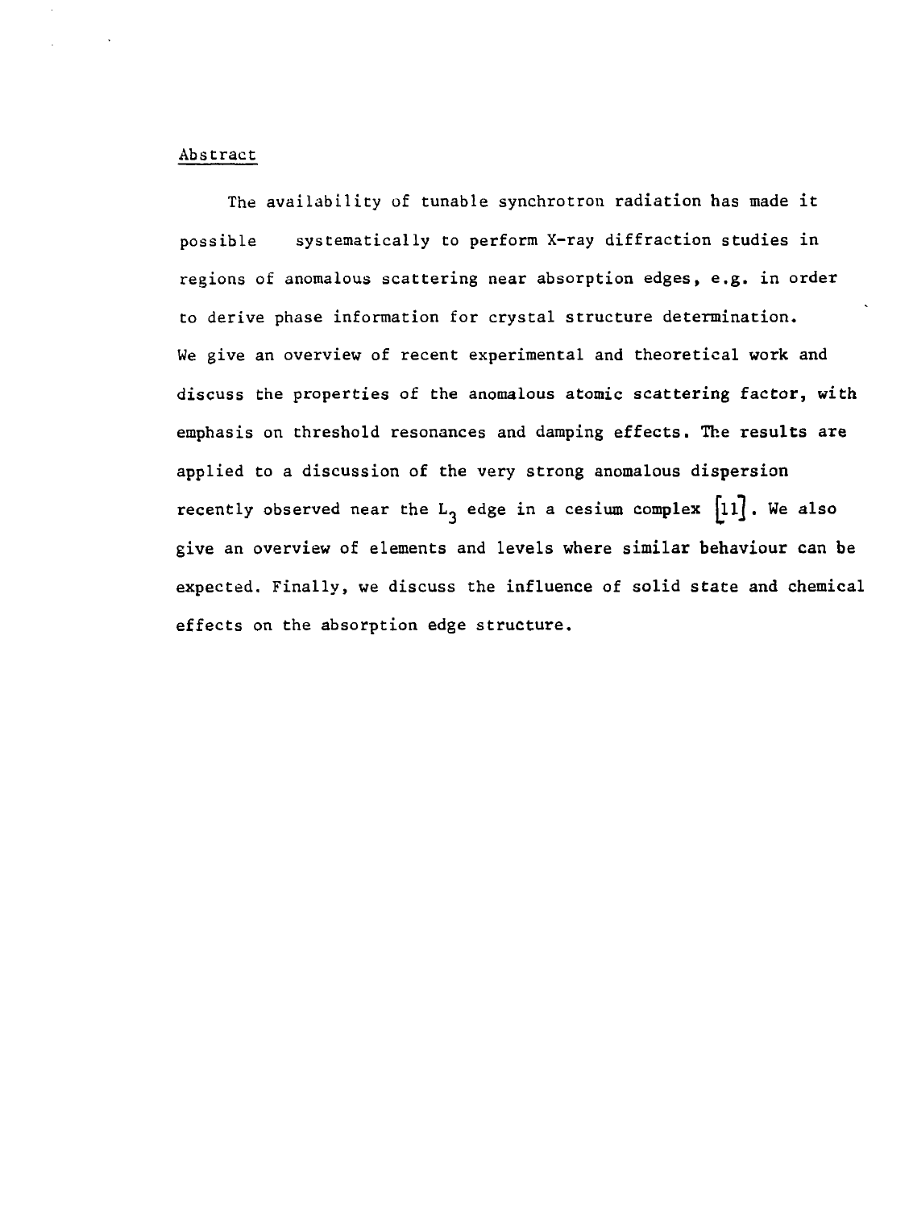## Abstract

The availability of tunable synchrotron radiation has made it possible systematically to perform X-ray diffraction studies in regions of anomalous scattering near absorption edges, e.g. in order to derive phase information for crystal structure determination. We give an overview of recent experimental and theoretical work and discuss the properties of the anomalous atomic scattering factor, with emphasis on threshold resonances and damping effects. The results are applied to a discussion of the very strong anomalous dispersion recently observed near the $L_3$ edge in a cesium complex [11]. We also give an overview of elements and levels where similar behaviour can be expected. Finally, we discuss the influence of solid state and chemical effects on the absorption edge structure.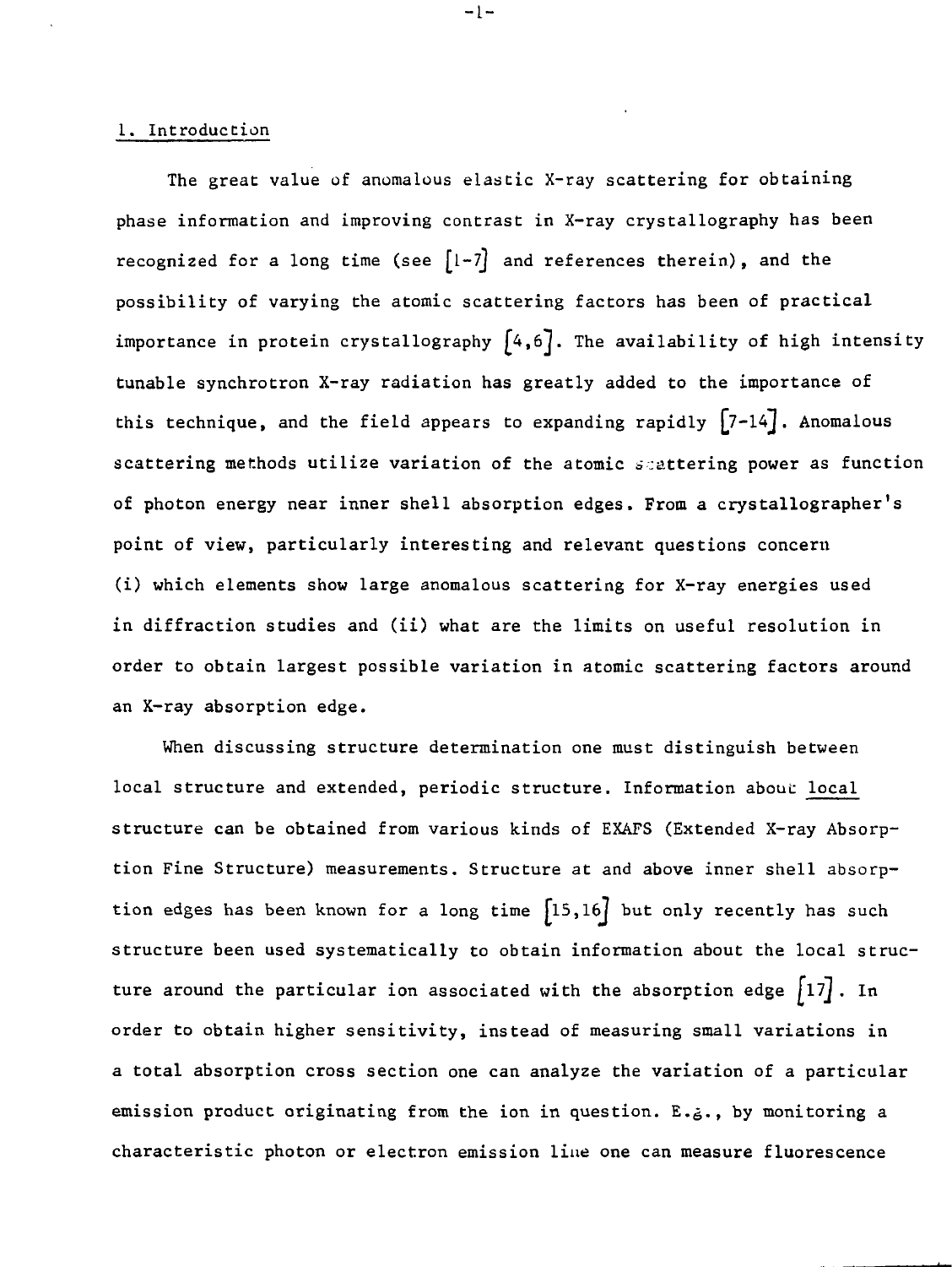## 1. Introduction

The great value of anomalous elastic X-ray scattering for obtaining phase information and improving contrast in X-ray crystallography has been recognized for a long time (see [1-7] and references therein), and the possibility of varying the atomic scattering factors has been of practical importance in protein crystallography [4,6]. The availability of high intensity tunable synchrotron X-ray radiation has greatly added to the importance of this technique, and the field appears to expanding rapidly [7-14]. Anomalous scattering methods utilize variation of the atomic scattering power as function of photon energy near inner shell absorption edges. From a crystallographer's point of view, particularly interesting and relevant questions concern (i) which elements show large anomalous scattering for X-ray energies used in diffraction studies and (ii) what are the limits on useful resolution in order to obtain largest possible variation in atomic scattering factors around an X-ray absorption edge.

When discussing structure determination one must distinguish between local structure and extended, periodic structure. Information about local structure can be obtained from various kinds of EXAFS (Extended X-ray Absorption Fine Structure) measurements. Structure at and above inner shell absorption edges has been known for a long time [15,16] but only recently has such structure been used systematically to obtain information about the local structure around the particular ion associated with the absorption edge [17]. In order to obtain higher sensitivity, instead of measuring small variations in a total absorption cross section one can analyze the variation of a particular emission product originating from the ion in question. E.g., by monitoring a characteristic photon or electron emission line one can measure fluorescence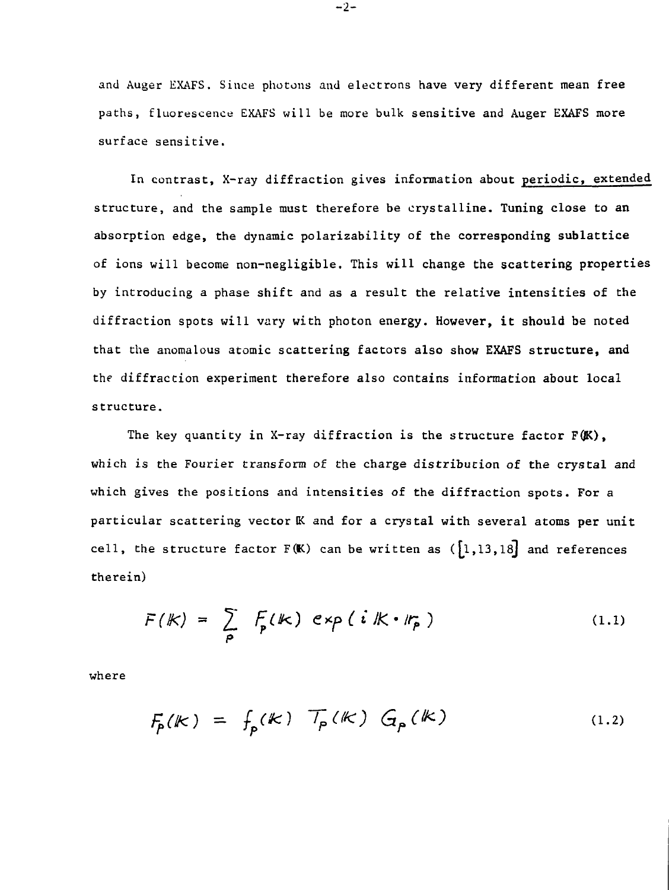and Auger EXAFS. Since photons and electrons have very different mean free paths, fluorescence EXAFS will be more bulk sensitive and Auger EXAFS more surface sensitive.

In contrast, X-ray diffraction gives information about periodic, extended structure, and the sample must therefore be crystalline. Tuning close to an absorption edge, the dynamic polarizability of the corresponding sublattice of ions will become non-negligible. This will change the scattering properties by introducing a phase shift and as a result the relative intensities of the diffraction spots will vary with photon energy. However, it should be noted that the anomalous atomic scattering factors also show EXAFS structure, and the diffraction experiment therefore also contains information about local structure.

The key quantity in X-ray diffraction is the structure factor $F(\mathbb{K})$, which is the Fourier transform of the charge distribution of the crystal and which gives the positions and intensities of the diffraction spots. For a particular scattering vector $\mathbb{K}$ and for a crystal with several atoms per unit cell, the structure factor $F(\mathbb{K})$ can be written as ([1,13,18] and references therein)

$$F(\mathbb{K}) = \sum_{p} F_p(\mathbb{K}) \exp(i \mathbb{K} \cdot \mathbb{r}_p) \tag{1.1}$$

where

$$F_p(\mathbb{K}) = f_p(\mathbb{K}) \, T_p(\mathbb{K}) \, G_p(\mathbb{K}) \tag{1.2}$$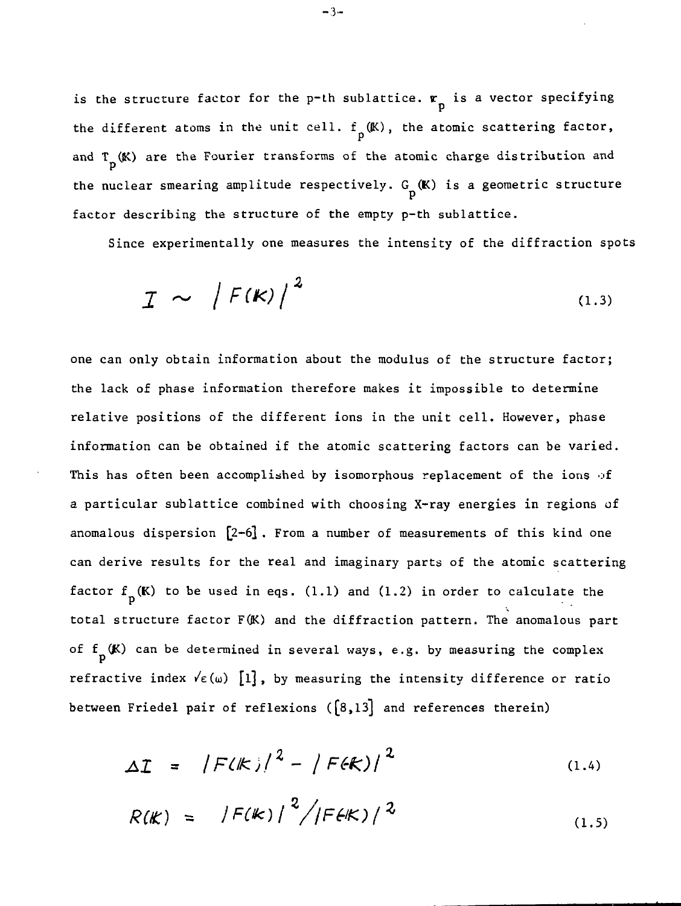is the structure factor for the p-th sublattice. $\mathbf{r}_p$ is a vector specifying the different atoms in the unit cell. $f_p(\mathbb{K})$, the atomic scattering factor, and $T_p(\mathbb{K})$ are the Fourier transforms of the atomic charge distribution and the nuclear smearing amplitude respectively. $G_p(\mathbb{K})$ is a geometric structure factor describing the structure of the empty p-th sublattice.

Since experimentally one measures the intensity of the diffraction spots

$$I \sim |F(\mathbb{K})|^2 \tag{1.3}$$

one can only obtain information about the modulus of the structure factor; the lack of phase information therefore makes it impossible to determine relative positions of the different ions in the unit cell. However, phase information can be obtained if the atomic scattering factors can be varied. This has often been accomplished by isomorphous replacement of the ions of a particular sublattice combined with choosing X-ray energies in regions of anomalous dispersion [2-6]. From a number of measurements of this kind one can derive results for the real and imaginary parts of the atomic scattering factor $f_p(\mathbb{K})$ to be used in eqs. (1.1) and (1.2) in order to calculate the total structure factor $F(\mathbb{K})$ and the diffraction pattern. The anomalous part of $f_p(\mathbb{K})$ can be determined in several ways, e.g. by measuring the complex refractive index $\sqrt{\varepsilon(\omega)}$ [1], by measuring the intensity difference or ratio between Friedel pair of reflexions ([8,13] and references therein)

$$\Delta I = |F(\mathbb{K})|^2 - |F(-\mathbb{K})|^2 \tag{1.4}$$

$$R(\mathbb{K}) = |F(\mathbb{K})|^2 / |F(-\mathbb{K})|^2 \tag{1.5}$$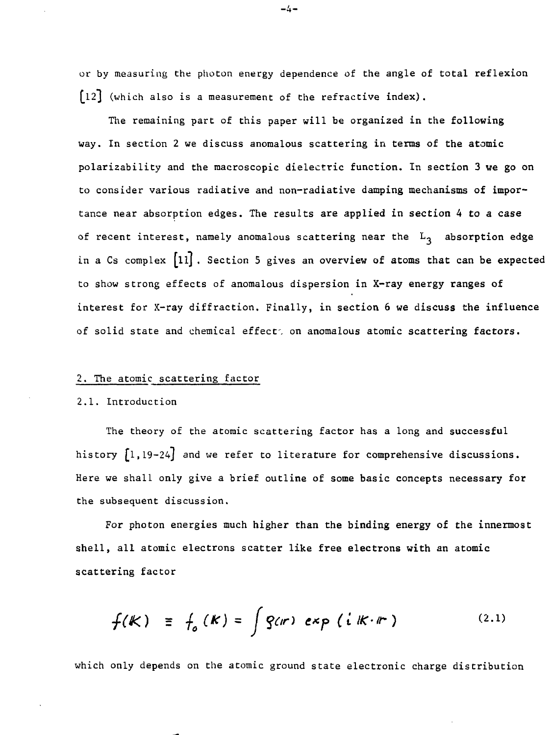or by measuring the photon energy dependence of the angle of total reflexion [12] (which also is a measurement of the refractive index).

The remaining part of this paper will be organized in the following way. In section 2 we discuss anomalous scattering in terms of the atomic polarizability and the macroscopic dielectric function. In section 3 we go on to consider various radiative and non-radiative damping mechanisms of importance near absorption edges. The results are applied in section 4 to a case of recent interest, namely anomalous scattering near the $L_3$ absorption edge in a Cs complex [11]. Section 5 gives an overview of atoms that can be expected to show strong effects of anomalous dispersion in X-ray energy ranges of interest for X-ray diffraction. Finally, in section 6 we discuss the influence of solid state and chemical effects on anomalous atomic scattering factors.

## 2. The atomic scattering factor

### 2.1. Introduction

The theory of the atomic scattering factor has a long and successful history [1,19-24] and we refer to literature for comprehensive discussions. Here we shall only give a brief outline of some basic concepts necessary for the subsequent discussion.

For photon energies much higher than the binding energy of the innermost shell, all atomic electrons scatter like free electrons with an atomic scattering factor

$$f(\mathbb{K}) \equiv f_0(\mathbb{K}) = \int \rho(\mathbb{r}) \exp(i \mathbb{K} \cdot \mathbb{r}) \tag{2.1}$$

which only depends on the atomic ground state electronic charge distribution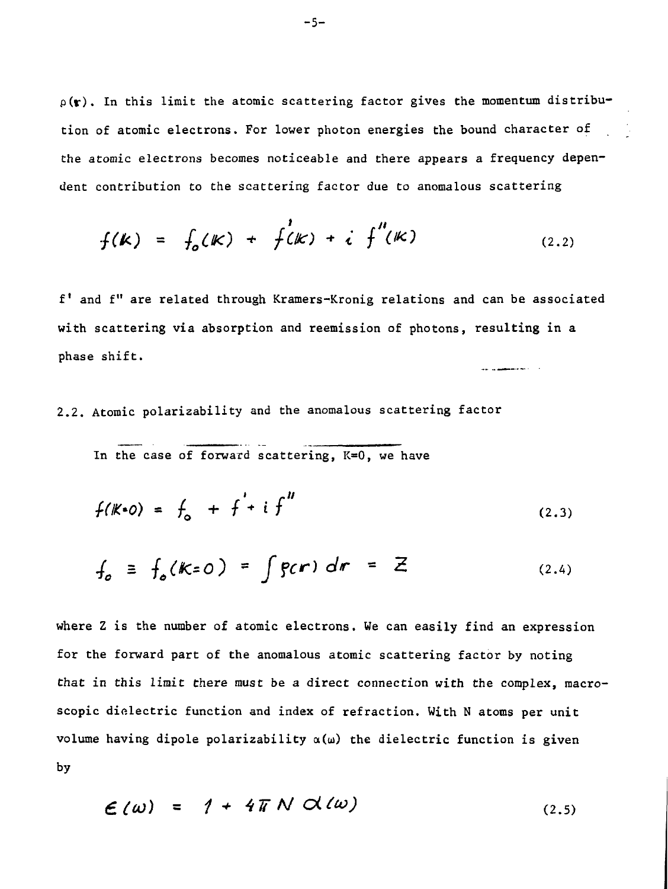$\rho(\mathbf{r})$. In this limit the atomic scattering factor gives the momentum distribution of atomic electrons. For lower photon energies the bound character of the atomic electrons becomes noticeable and there appears a frequency dependent contribution to the scattering factor due to anomalous scattering

$$f(\mathbf{K}) = f_o(\mathbf{K}) + f'(\mathbf{K}) + i\, f''(\mathbf{K}) \tag{2.2}$$

f' and f" are related through Kramers-Kronig relations and can be associated with scattering via absorption and reemission of photons, resulting in a phase shift.

## 2.2. Atomic polarizability and the anomalous scattering factor

In the case of forward scattering, $K=0$, we have

$$f(\mathbf{K}=0) = f_o + f' + i\, f'' \tag{2.3}$$

$$f_o \equiv f_o(\mathbf{K}=0) = \int \rho(\mathbf{r})\, d\mathbf{r} = Z \tag{2.4}$$

where Z is the number of atomic electrons. We can easily find an expression for the forward part of the anomalous atomic scattering factor by noting that in this limit there must be a direct connection with the complex, macroscopic dielectric function and index of refraction. With N atoms per unit volume having dipole polarizability $\alpha(\omega)$ the dielectric function is given by

$$\epsilon(\omega) = 1 + 4\pi N\, \alpha(\omega) \tag{2.5}$$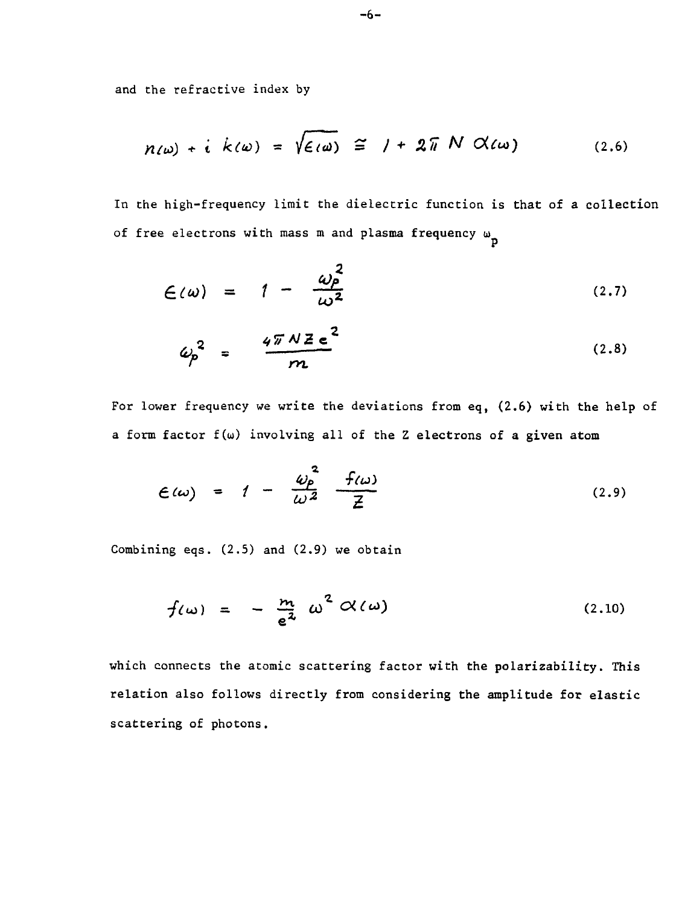and the refractive index by

$$n(\omega) + i\, k(\omega) = \sqrt{\epsilon(\omega)} \cong 1 + 2\pi N \alpha(\omega) \tag{2.6}$$

In the high-frequency limit the dielectric function is that of a collection of free electrons with mass m and plasma frequency $\omega_p$

$$\epsilon(\omega) = 1 - \frac{\omega_p^2}{\omega^2} \tag{2.7}$$

$$\omega_p^2 = \frac{4\pi N Z e^2}{m} \tag{2.8}$$

For lower frequency we write the deviations from eq. (2.6) with the help of a form factor $f(\omega)$ involving all of the Z electrons of a given atom

$$\epsilon(\omega) = 1 - \frac{\omega_p^2}{\omega^2} \frac{f(\omega)}{Z} \tag{2.9}$$

Combining eqs. (2.5) and (2.9) we obtain

$$f(\omega) = -\frac{m}{e^2} \omega^2 \alpha(\omega) \tag{2.10}$$

which connects the atomic scattering factor with the polarizability. This relation also follows directly from considering the amplitude for elastic scattering of photons.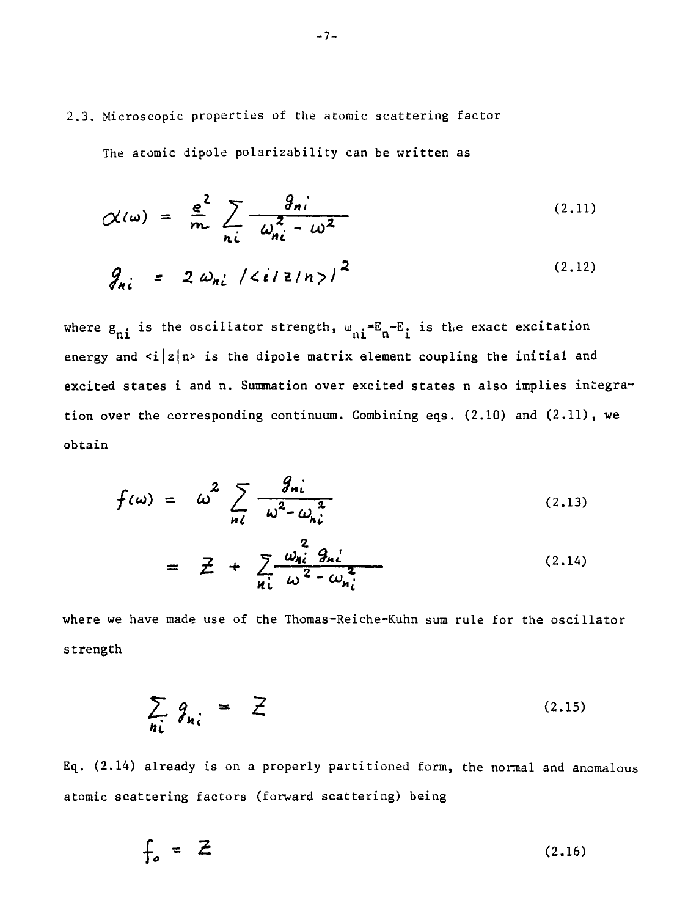## 2.3. Microscopic properties of the atomic scattering factor

The atomic dipole polarizability can be written as

$$\alpha(\omega) = \frac{e^2}{m} \sum_{ni} \frac{g_{ni}}{\omega_{ni}^2 - \omega^2} \tag{2.11}$$

$$g_{ni} = 2\omega_{ni} \, |\langle i|z|n\rangle|^2 \tag{2.12}$$

where $g_{ni}$ is the oscillator strength, $\omega_{ni}=E_n-E_i$ is the exact excitation energy and $\langle i|z|n\rangle$ is the dipole matrix element coupling the initial and excited states i and n. Summation over excited states n also implies integration over the corresponding continuum. Combining eqs. (2.10) and (2.11), we obtain

$$f(\omega) = \omega^2 \sum_{ni} \frac{g_{ni}}{\omega^2 - \omega_{ni}^2} \tag{2.13}$$

$$= Z + \sum_{ni} \frac{\omega_{ni}^2 \, g_{ni}}{\omega^2 - \omega_{ni}^2} \tag{2.14}$$

where we have made use of the Thomas-Reiche-Kuhn sum rule for the oscillator strength

$$\sum_{ni} g_{ni} = Z \tag{2.15}$$

Eq. (2.14) already is on a properly partitioned form, the normal and anomalous atomic scattering factors (forward scattering) being

$$f_o = Z \tag{2.16}$$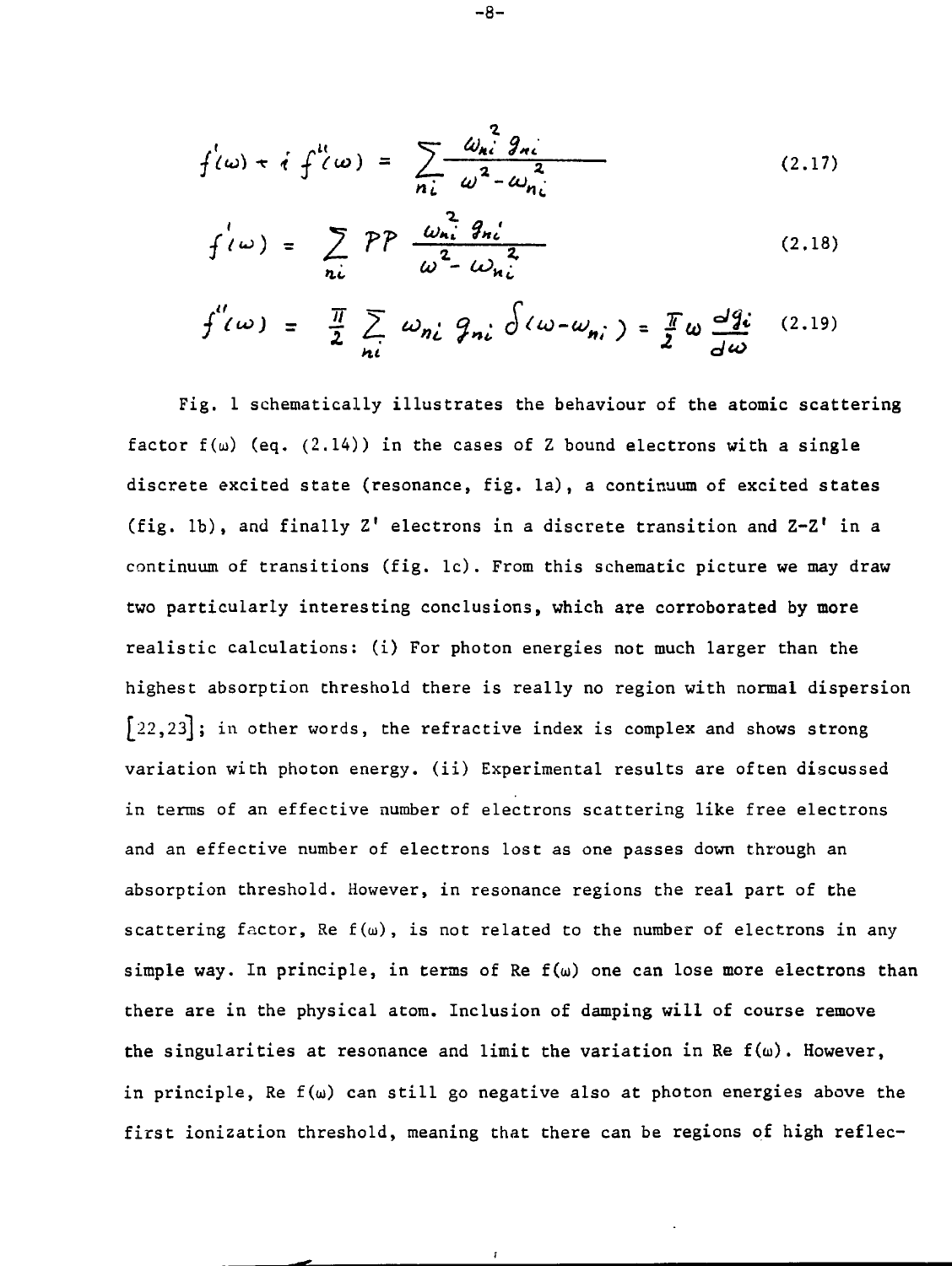$$f'(\omega) + i\,f''(\omega) = \sum_{ni} \frac{\omega_{ni}^{2}\, g_{ni}}{\omega^{2} - \omega_{ni}^{2}} \tag{2.17}$$

$$f'(\omega) = \sum_{ni} PP\, \frac{\omega_{ni}^{2}\, g_{ni}'}{\omega^{2} - \omega_{ni}^{2}} \tag{2.18}$$

$$f''(\omega) = \frac{\pi}{2} \sum_{ni} \omega_{ni}\, g_{ni}\, \delta(\omega - \omega_{ni}) = \frac{\pi}{2}\, \omega \frac{dg_i}{d\omega} \tag{2.19}$$

Fig. 1 schematically illustrates the behaviour of the atomic scattering factor $f(\omega)$ (eq. (2.14)) in the cases of Z bound electrons with a single discrete excited state (resonance, fig. 1a), a continuum of excited states (fig. 1b), and finally Z' electrons in a discrete transition and Z-Z' in a continuum of transitions (fig. 1c). From this schematic picture we may draw two particularly interesting conclusions, which are corroborated by more realistic calculations: (i) For photon energies not much larger than the highest absorption threshold there is really no region with normal dispersion [22,23]; in other words, the refractive index is complex and shows strong variation with photon energy. (ii) Experimental results are often discussed in terms of an effective number of electrons scattering like free electrons and an effective number of electrons lost as one passes down through an absorption threshold. However, in resonance regions the real part of the scattering factor, Re $f(\omega)$, is not related to the number of electrons in any simple way. In principle, in terms of Re $f(\omega)$ one can lose more electrons than there are in the physical atom. Inclusion of damping will of course remove the singularities at resonance and limit the variation in Re $f(\omega)$. However, in principle, Re $f(\omega)$ can still go negative also at photon energies above the first ionization threshold, meaning that there can be regions of high reflec-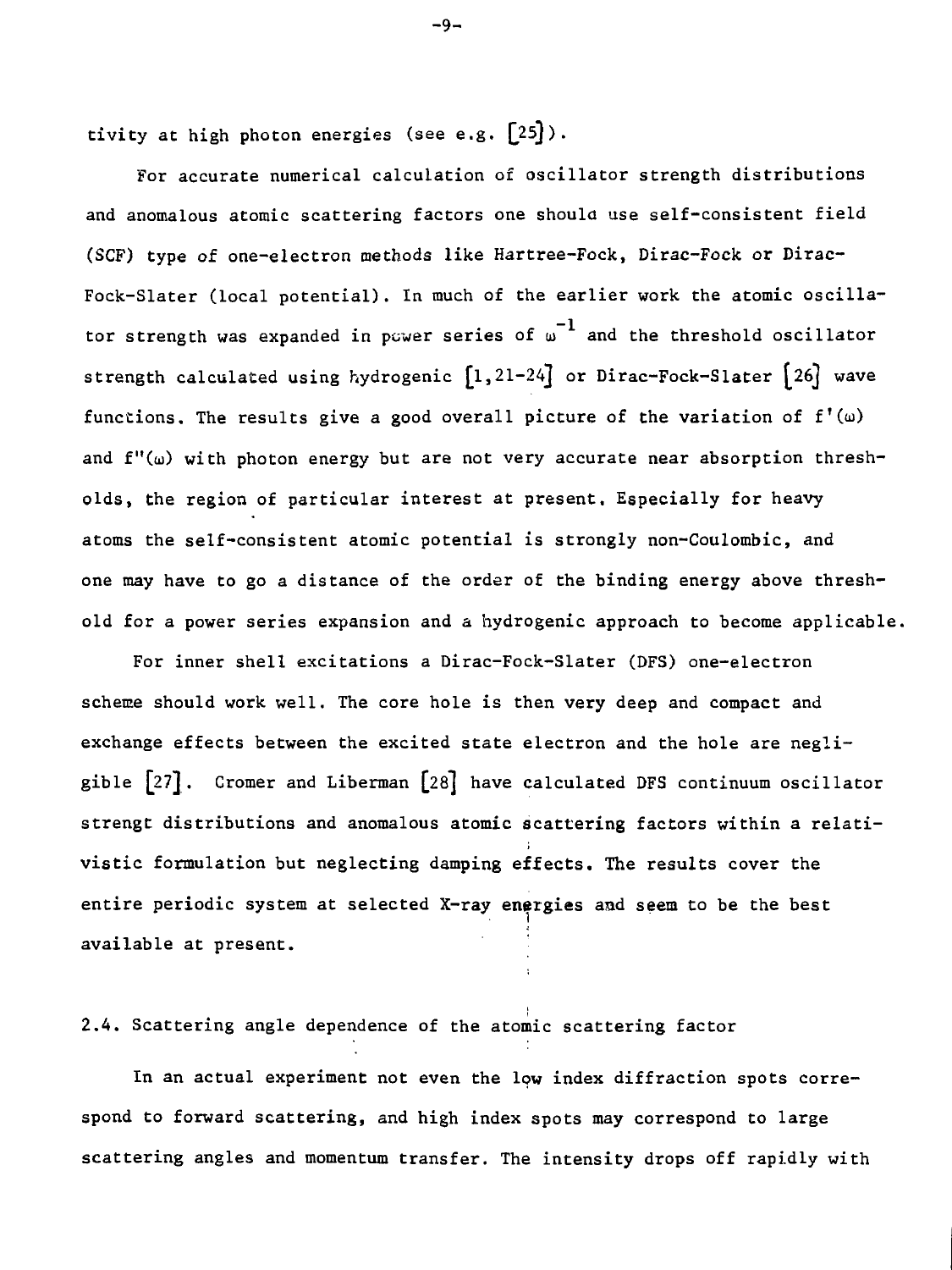tivity at high photon energies (see e.g. [25]).

For accurate numerical calculation of oscillator strength distributions and anomalous atomic scattering factors one should use self-consistent field (SCF) type of one-electron methods like Hartree-Fock, Dirac-Fock or Dirac-Fock-Slater (local potential). In much of the earlier work the atomic oscillator strength was expanded in power series of $\omega^{-1}$ and the threshold oscillator strength calculated using hydrogenic [1,21-24] or Dirac-Fock-Slater [26] wave functions. The results give a good overall picture of the variation of $f'(\omega)$ and $f''(\omega)$ with photon energy but are not very accurate near absorption thresholds, the region of particular interest at present. Especially for heavy atoms the self-consistent atomic potential is strongly non-Coulombic, and one may have to go a distance of the order of the binding energy above threshold for a power series expansion and a hydrogenic approach to become applicable.

For inner shell excitations a Dirac-Fock-Slater (DFS) one-electron scheme should work well. The core hole is then very deep and compact and exchange effects between the excited state electron and the hole are negligible [27]. Cromer and Liberman [28] have calculated DFS continuum oscillator strengt distributions and anomalous atomic scattering factors within a relativistic formulation but neglecting damping effects. The results cover the entire periodic system at selected X-ray energies and seem to be the best available at present.

## 2.4. Scattering angle dependence of the atomic scattering factor

In an actual experiment not even the low index diffraction spots correspond to forward scattering, and high index spots may correspond to large scattering angles and momentum transfer. The intensity drops off rapidly with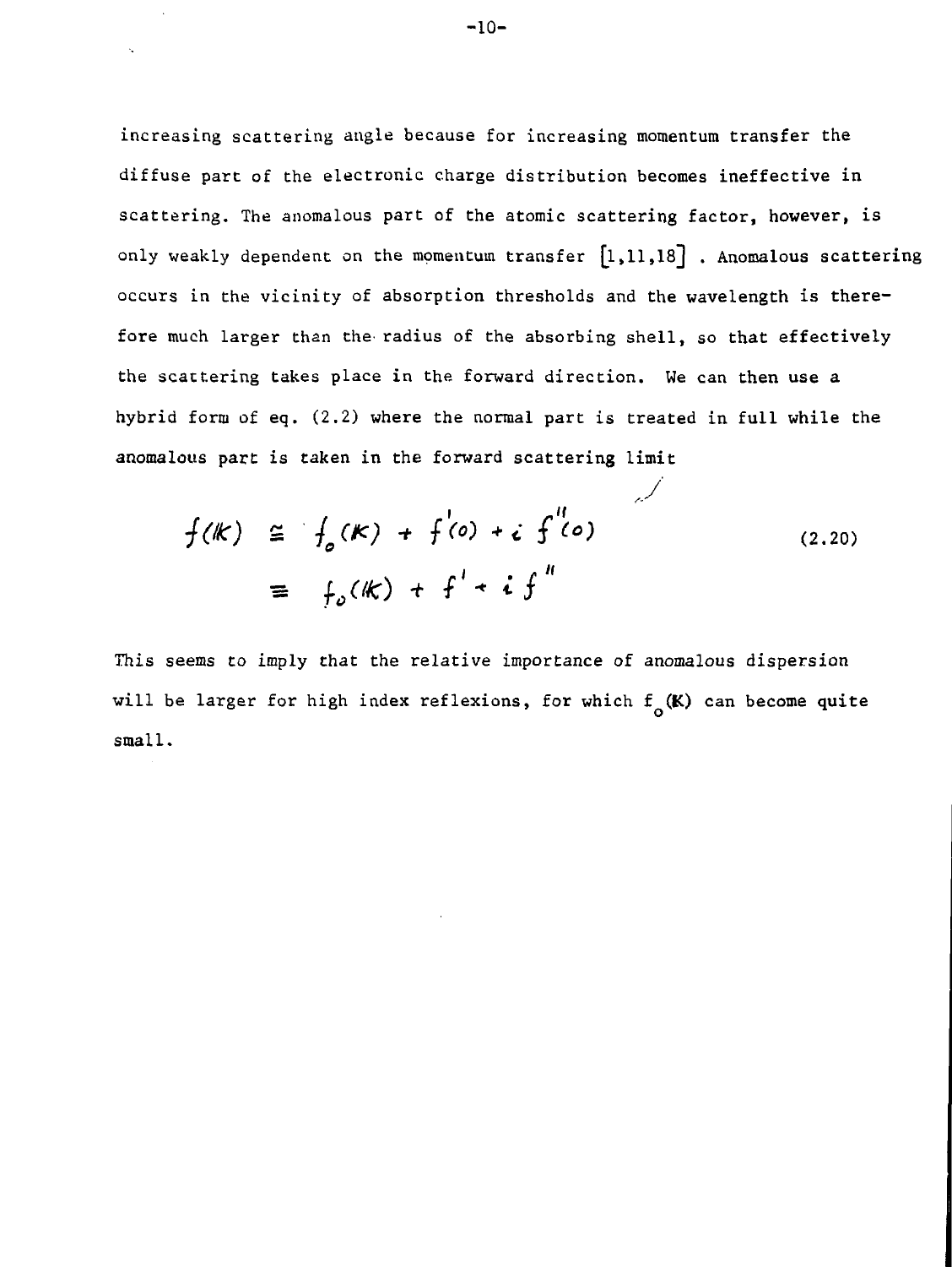increasing scattering angle because for increasing momentum transfer the diffuse part of the electronic charge distribution becomes ineffective in scattering. The anomalous part of the atomic scattering factor, however, is only weakly dependent on the momentum transfer [1,11,18] . Anomalous scattering occurs in the vicinity of absorption thresholds and the wavelength is therefore much larger than the radius of the absorbing shell, so that effectively the scattering takes place in the forward direction. We can then use a hybrid form of eq. (2.2) where the normal part is treated in full while the anomalous part is taken in the forward scattering limit

$$
\begin{aligned}
f(\mathbb{K}) &\cong f_o(\mathbb{K}) + f'(0) + i\, f''(0) \\
&\equiv f_o(\mathbb{K}) + f' + i\, f''
\end{aligned}
\tag{2.20}
$$

This seems to imply that the relative importance of anomalous dispersion will be larger for high index reflexions, for which $f_o(\mathbb{K})$ can become quite small.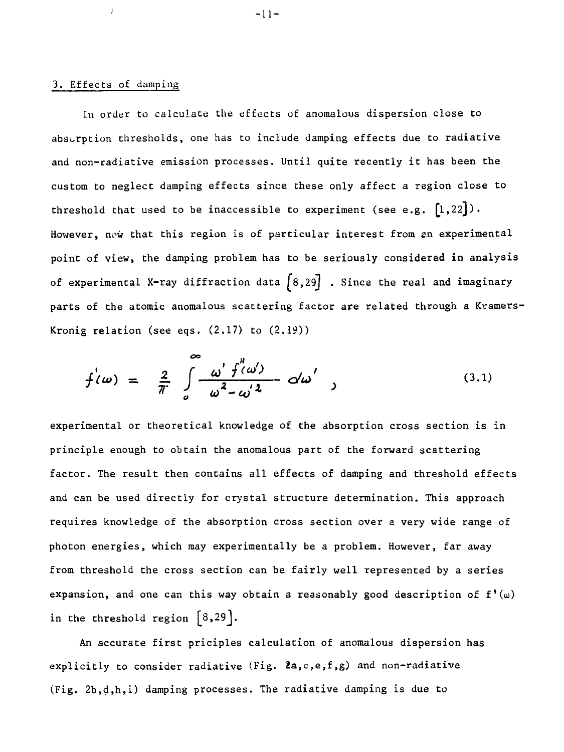## 3. Effects of damping

In order to calculate the effects of anomalous dispersion close to absorption thresholds, one has to include damping effects due to radiative and non-radiative emission processes. Until quite recently it has been the custom to neglect damping effects since these only affect a region close to threshold that used to be inaccessible to experiment (see e.g. [1,22]). However, now that this region is of particular interest from an experimental point of view, the damping problem has to be seriously considered in analysis of experimental X-ray diffraction data [8,29]. Since the real and imaginary parts of the atomic anomalous scattering factor are related through a Kramers-Kronig relation (see eqs. (2.17) to (2.19))

$$f'(\omega) = \frac{2}{\pi} \int_0^\infty \frac{\omega' f''(\omega')}{\omega^2 - \omega'^2} d\omega' \quad , \tag{3.1}$$

experimental or theoretical knowledge of the absorption cross section is in principle enough to obtain the anomalous part of the forward scattering factor. The result then contains all effects of damping and threshold effects and can be used directly for crystal structure determination. This approach requires knowledge of the absorption cross section over a very wide range of photon energies, which may experimentally be a problem. However, far away from threshold the cross section can be fairly well represented by a series expansion, and one can this way obtain a reasonably good description of $f'(\omega)$ in the threshold region [8,29].

An accurate first priciples calculation of anomalous dispersion has explicitly to consider radiative (Fig. 2a,c,e,f,g) and non-radiative (Fig. 2b,d,h,i) damping processes. The radiative damping is due to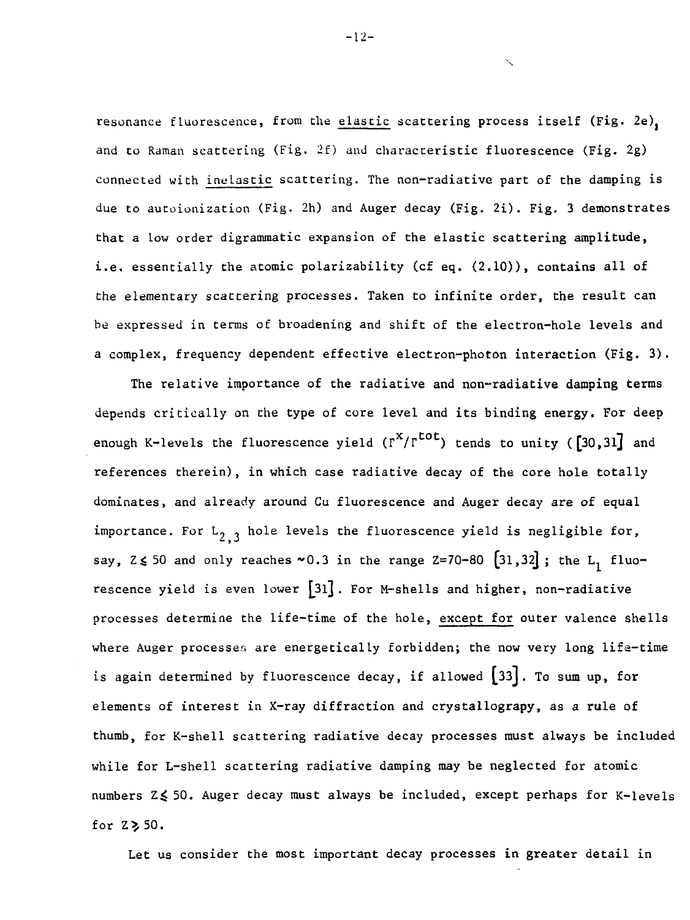resonance fluorescence, from the elastic scattering process itself (Fig. 2e), and to Raman scattering (Fig. 2f) and characteristic fluorescence (Fig. 2g) connected with inelastic scattering. The non-radiative part of the damping is due to autoionization (Fig. 2h) and Auger decay (Fig. 2i). Fig. 3 demonstrates that a low order digrammatic expansion of the elastic scattering amplitude, i.e. essentially the atomic polarizability (cf eq. (2.10)), contains all of the elementary scattering processes. Taken to infinite order, the result can be expressed in terms of broadening and shift of the electron-hole levels and a complex, frequency dependent effective electron-photon interaction (Fig. 3).

The relative importance of the radiative and non-radiative damping terms depends critically on the type of core level and its binding energy. For deep enough K-levels the fluorescence yield ($\Gamma^x/\Gamma^{tot}$) tends to unity ([30,31] and references therein), in which case radiative decay of the core hole totally dominates, and already around Cu fluorescence and Auger decay are of equal importance. For $L_{2,3}$ hole levels the fluorescence yield is negligible for, say, $Z \lesssim 50$ and only reaches ~0.3 in the range Z=70-80 [31,32]; the $L_1$ fluorescence yield is even lower [31]. For M-shells and higher, non-radiative processes determine the life-time of the hole, except for outer valence shells where Auger processes are energetically forbidden; the now very long life-time is again determined by fluorescence decay, if allowed [33]. To sum up, for elements of interest in X-ray diffraction and crystallograpy, as a rule of thumb, for K-shell scattering radiative decay processes must always be included while for L-shell scattering radiative damping may be neglected for atomic numbers $Z \lesssim 50$. Auger decay must always be included, except perhaps for K-levels for $Z \gtrsim 50$.

Let us consider the most important decay processes in greater detail in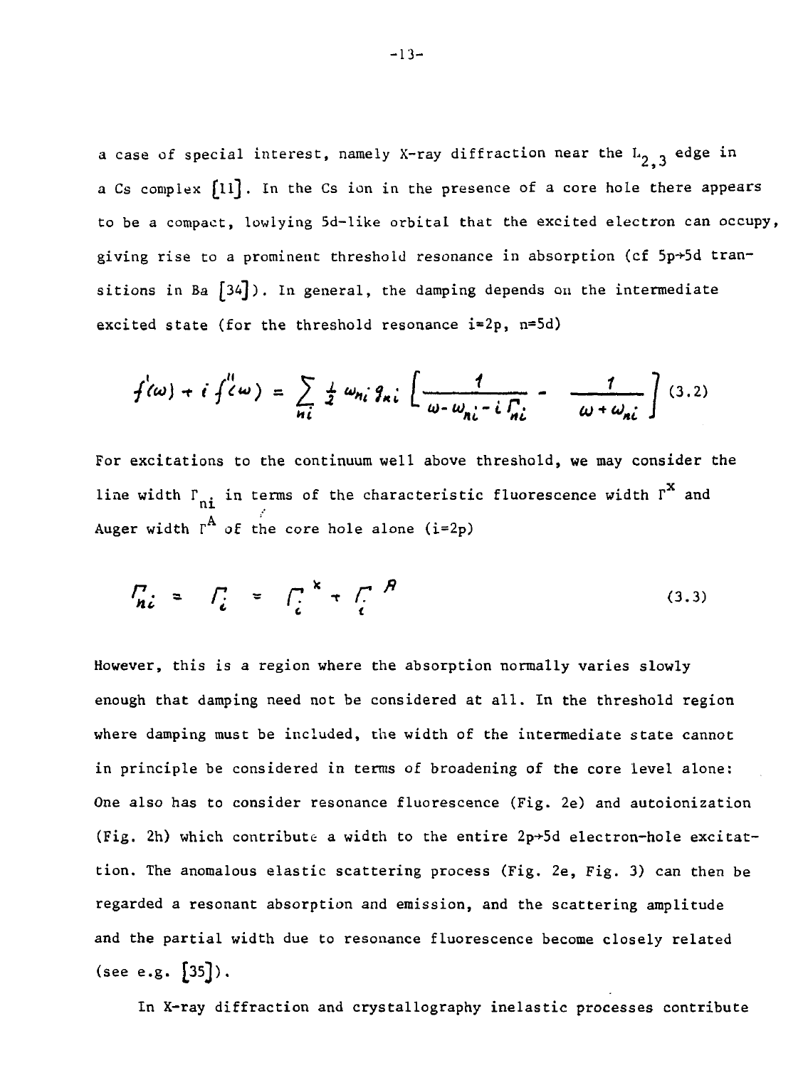a case of special interest, namely X-ray diffraction near the $L_{2,3}$ edge in a Cs complex [11]. In the Cs ion in the presence of a core hole there appears to be a compact, lowlying 5d-like orbital that the excited electron can occupy, giving rise to a prominent threshold resonance in absorption (cf 5p→5d transitions in Ba [34]). In general, the damping depends on the intermediate excited state (for the threshold resonance i=2p, n=5d)

$$f'(\omega) + i f''(\omega) = \sum_{ni} \frac{1}{2} \omega_{ni} g_{ni} \left[ \frac{1}{\omega - \omega_{ni} - i\Gamma_{ni}} - \frac{1}{\omega + \omega_{ni}} \right] \quad (3.2)$$

For excitations to the continuum well above threshold, we may consider the line width $\Gamma_{ni}$ in terms of the characteristic fluorescence width $\Gamma^{X}$ and Auger width $\Gamma^{A}$ of the core hole alone (i=2p)

$$\Gamma_{ni} = \Gamma_{i} = \Gamma_{i}^{X} + \Gamma_{i}^{A} \quad (3.3)$$

However, this is a region where the absorption normally varies slowly enough that damping need not be considered at all. In the threshold region where damping must be included, the width of the intermediate state cannot in principle be considered in terms of broadening of the core level alone: One also has to consider resonance fluorescence (Fig. 2e) and autoionization (Fig. 2h) which contribute a width to the entire 2p→5d electron-hole excitation. The anomalous elastic scattering process (Fig. 2e, Fig. 3) can then be regarded a resonant absorption and emission, and the scattering amplitude and the partial width due to resonance fluorescence become closely related (see e.g. [35]).

In X-ray diffraction and crystallography inelastic processes contribute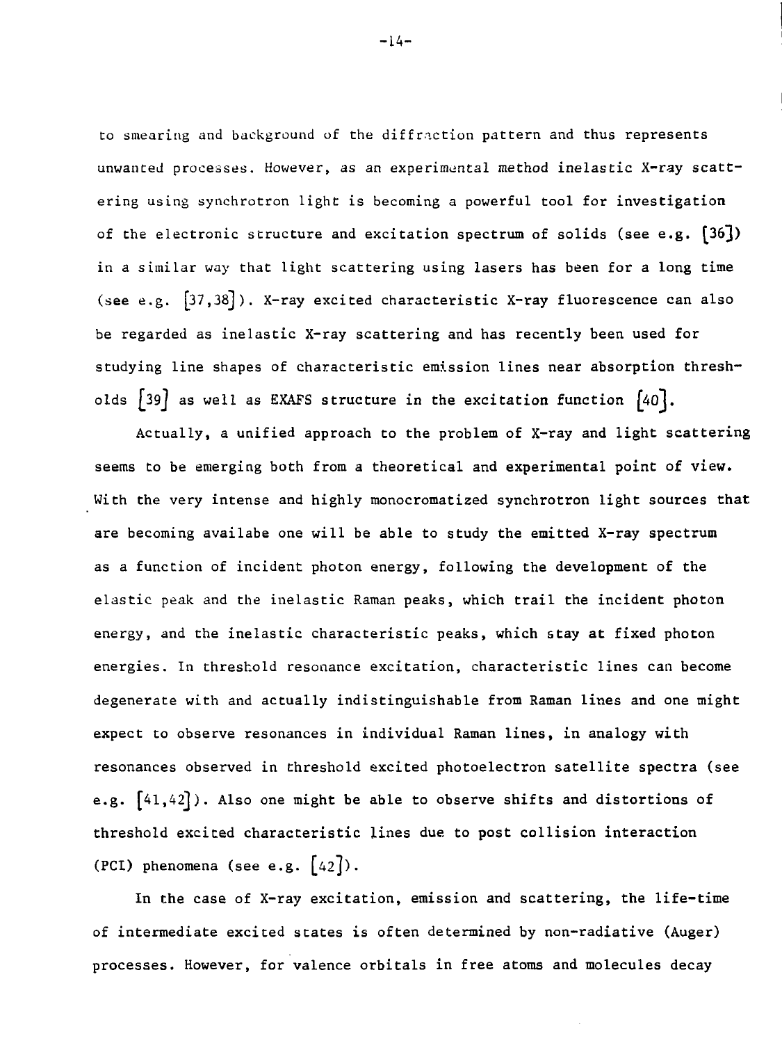to smearing and background of the diffraction pattern and thus represents unwanted processes. However, as an experimental method inelastic X-ray scattering using synchrotron light is becoming a powerful tool for investigation of the electronic structure and excitation spectrum of solids (see e.g. [36]) in a similar way that light scattering using lasers has been for a long time (see e.g. [37,38]). X-ray excited characteristic X-ray fluorescence can also be regarded as inelastic X-ray scattering and has recently been used for studying line shapes of characteristic emission lines near absorption thresholds [39] as well as EXAFS structure in the excitation function [40].

Actually, a unified approach to the problem of X-ray and light scattering seems to be emerging both from a theoretical and experimental point of view. With the very intense and highly monocromatized synchrotron light sources that are becoming availabe one will be able to study the emitted X-ray spectrum as a function of incident photon energy, following the development of the elastic peak and the inelastic Raman peaks, which trail the incident photon energy, and the inelastic characteristic peaks, which stay at fixed photon energies. In threshold resonance excitation, characteristic lines can become degenerate with and actually indistinguishable from Raman lines and one might expect to observe resonances in individual Raman lines, in analogy with resonances observed in threshold excited photoelectron satellite spectra (see e.g. [41,42]). Also one might be able to observe shifts and distortions of threshold excited characteristic lines due to post collision interaction (PCI) phenomena (see e.g. [42]).

In the case of X-ray excitation, emission and scattering, the life-time of intermediate excited states is often determined by non-radiative (Auger) processes. However, for valence orbitals in free atoms and molecules decay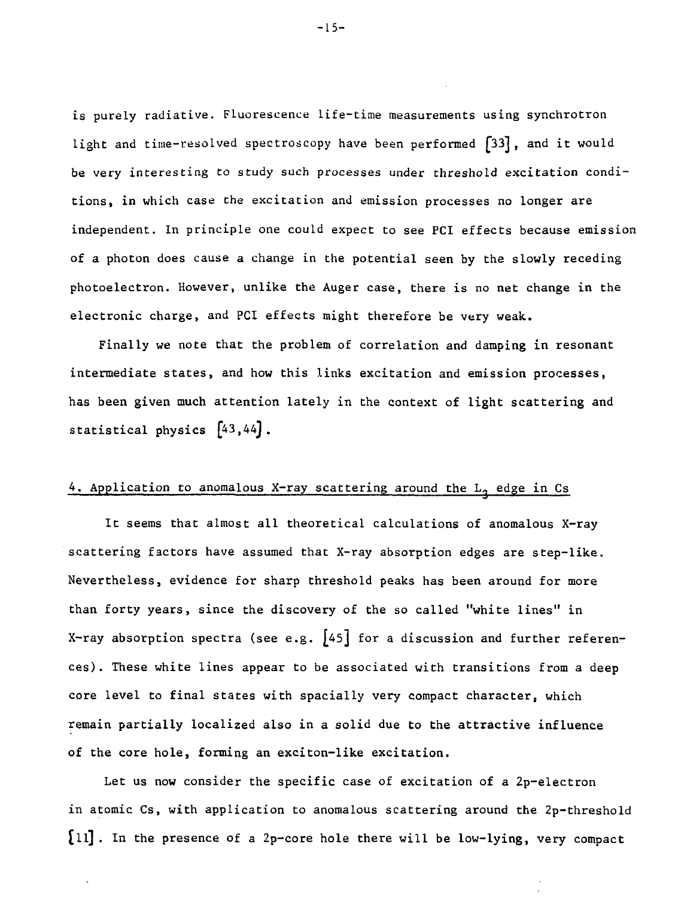is purely radiative. Fluorescence life-time measurements using synchrotron light and time-resolved spectroscopy have been performed [33], and it would be very interesting to study such processes under threshold excitation conditions, in which case the excitation and emission processes no longer are independent. In principle one could expect to see PCI effects because emission of a photon does cause a change in the potential seen by the slowly receding photoelectron. However, unlike the Auger case, there is no net change in the electronic charge, and PCI effects might therefore be very weak.

Finally we note that the problem of correlation and damping in resonant intermediate states, and how this links excitation and emission processes, has been given much attention lately in the context of light scattering and statistical physics [43,44].

## 4. Application to anomalous X-ray scattering around the $L_3$ edge in Cs

It seems that almost all theoretical calculations of anomalous X-ray scattering factors have assumed that X-ray absorption edges are step-like. Nevertheless, evidence for sharp threshold peaks has been around for more than forty years, since the discovery of the so called "white lines" in X-ray absorption spectra (see e.g. [45] for a discussion and further references). These white lines appear to be associated with transitions from a deep core level to final states with spacially very compact character, which remain partially localized also in a solid due to the attractive influence of the core hole, forming an exciton-like excitation.

Let us now consider the specific case of excitation of a 2p-electron in atomic Cs, with application to anomalous scattering around the 2p-threshold [11]. In the presence of a 2p-core hole there will be low-lying, very compact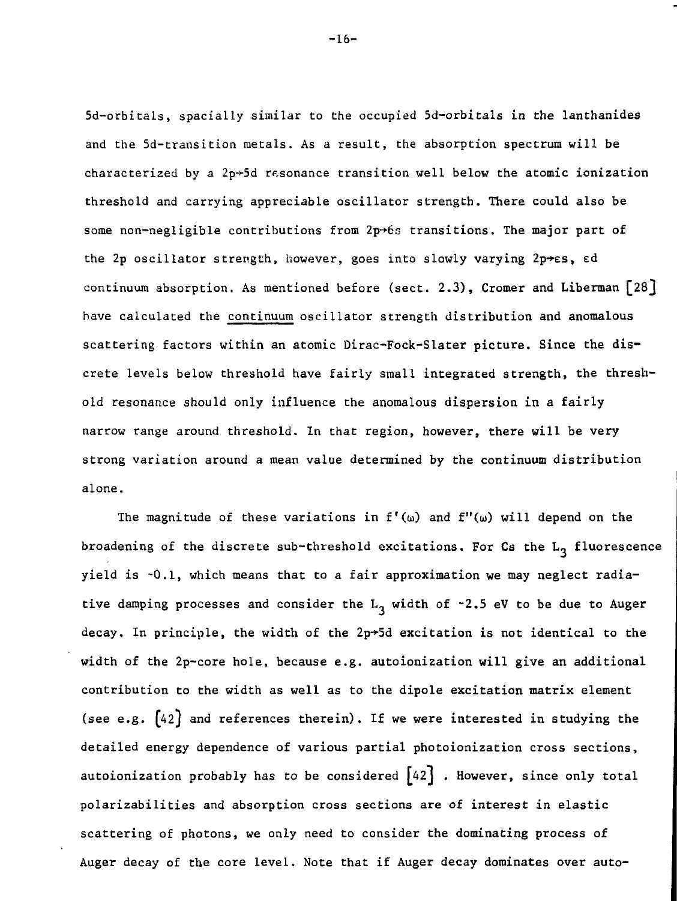5d-orbitals, spacially similar to the occupied 5d-orbitals in the lanthanides and the 5d-transition metals. As a result, the absorption spectrum will be characterized by a $2p \rightarrow 5d$ resonance transition well below the atomic ionization threshold and carrying appreciable oscillator strength. There could also be some non-negligible contributions from $2p \rightarrow 6s$ transitions. The major part of the 2p oscillator strength, however, goes into slowly varying $2p \rightarrow \varepsilon s$, $\varepsilon d$ continuum absorption. As mentioned before (sect. 2.3), Cromer and Liberman [28] have calculated the continuum oscillator strength distribution and anomalous scattering factors within an atomic Dirac-Fock-Slater picture. Since the discrete levels below threshold have fairly small integrated strength, the threshold resonance should only influence the anomalous dispersion in a fairly narrow range around threshold. In that region, however, there will be very strong variation around a mean value determined by the continuum distribution alone.

The magnitude of these variations in $f'(\omega)$ and $f''(\omega)$ will depend on the broadening of the discrete sub-threshold excitations. For Cs the $L_3$ fluorescence yield is ~0.1, which means that to a fair approximation we may neglect radiative damping processes and consider the $L_3$ width of ~2.5 eV to be due to Auger decay. In principle, the width of the $2p \rightarrow 5d$ excitation is not identical to the width of the 2p-core hole, because e.g. autoionization will give an additional contribution to the width as well as to the dipole excitation matrix element (see e.g. [42] and references therein). If we were interested in studying the detailed energy dependence of various partial photoionization cross sections, autoionization probably has to be considered [42] . However, since only total polarizabilities and absorption cross sections are of interest in elastic scattering of photons, we only need to consider the dominating process of Auger decay of the core level. Note that if Auger decay dominates over auto-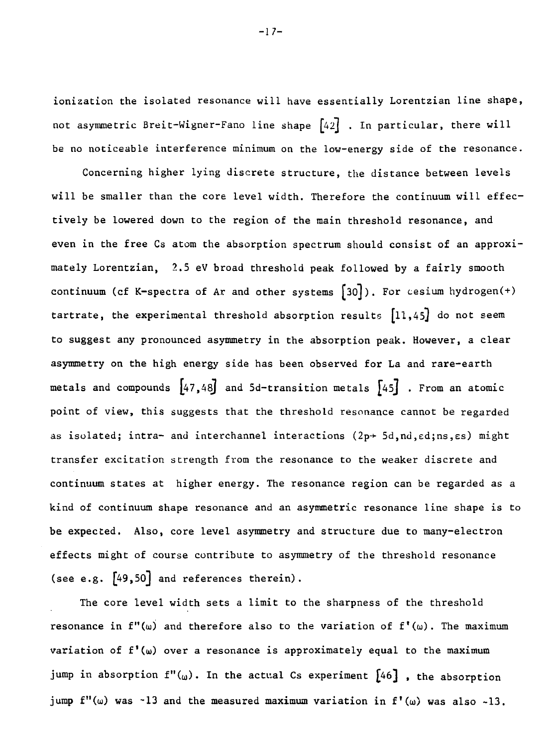ionization the isolated resonance will have essentially Lorentzian line shape, not asymmetric Breit-Wigner-Fano line shape [42] . In particular, there will be no noticeable interference minimum on the low-energy side of the resonance.

Concerning higher lying discrete structure, the distance between levels will be smaller than the core level width. Therefore the continuum will effectively be lowered down to the region of the main threshold resonance, and even in the free Cs atom the absorption spectrum should consist of an approximately Lorentzian, 2.5 eV broad threshold peak followed by a fairly smooth continuum (cf K-spectra of Ar and other systems [30]). For cesium hydrogen(+) tartrate, the experimental threshold absorption results [11,45] do not seem to suggest any pronounced asymmetry in the absorption peak. However, a clear asymmetry on the high energy side has been observed for La and rare-earth metals and compounds [47,48] and 5d-transition metals [45] . From an atomic point of view, this suggests that the threshold resonance cannot be regarded as isolated; intra- and interchannel interactions ($2p \rightarrow 5d, nd, \varepsilon d; ns, \varepsilon s$) might transfer excitation strength from the resonance to the weaker discrete and continuum states at higher energy. The resonance region can be regarded as a kind of continuum shape resonance and an asymmetric resonance line shape is to be expected. Also, core level asymmetry and structure due to many-electron effects might of course contribute to asymmetry of the threshold resonance (see e.g. [49,50] and references therein).

The core level width sets a limit to the sharpness of the threshold resonance in $f''(\omega)$ and therefore also to the variation of $f'(\omega)$. The maximum variation of $f'(\omega)$ over a resonance is approximately equal to the maximum jump in absorption $f''(\omega)$. In the actual Cs experiment [46] , the absorption jump $f''(\omega)$ was ~13 and the measured maximum variation in $f'(\omega)$ was also ~13.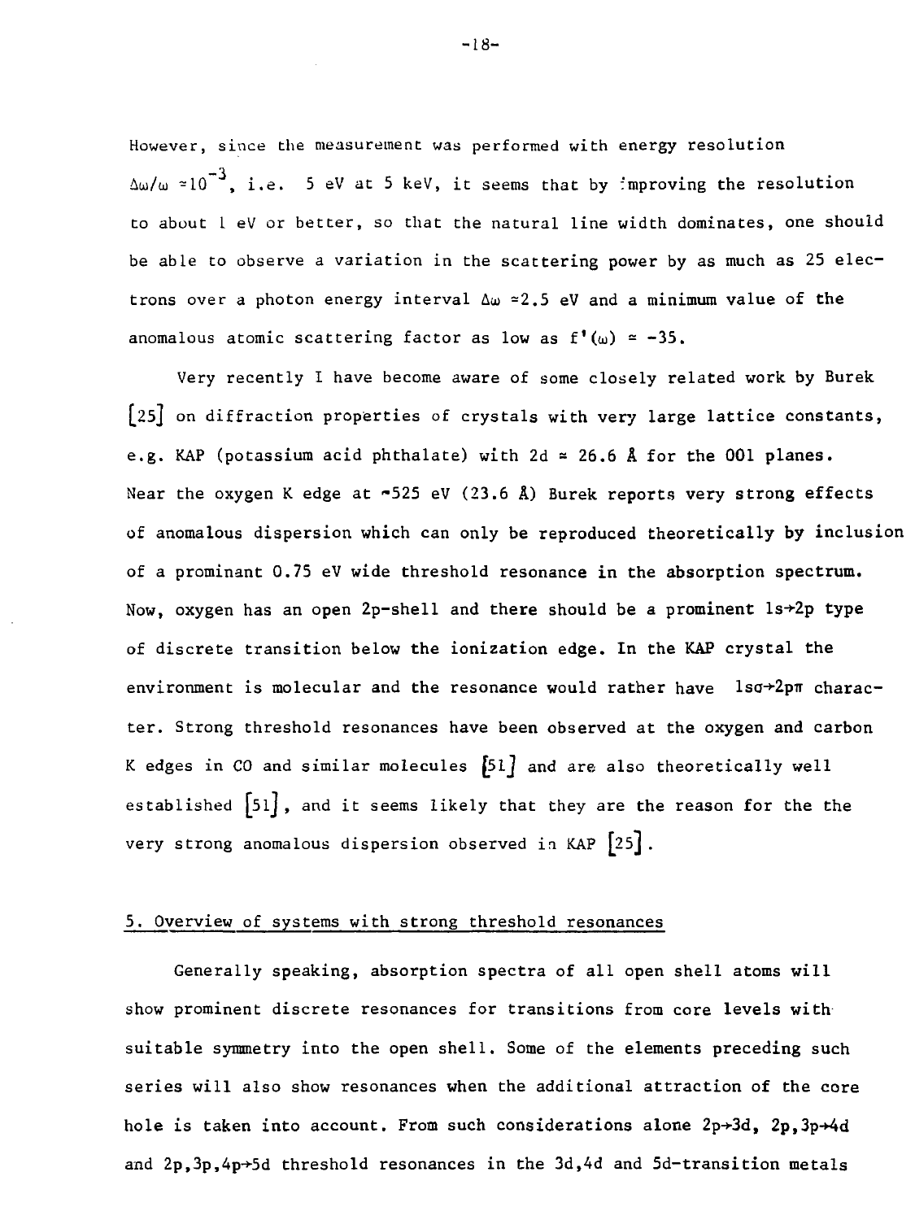However, since the measurement was performed with energy resolution $\Delta\omega/\omega \approx 10^{-3}$, i.e. 5 eV at 5 keV, it seems that by improving the resolution to about 1 eV or better, so that the natural line width dominates, one should be able to observe a variation in the scattering power by as much as 25 electrons over a photon energy interval $\Delta\omega \approx 2.5$ eV and a minimum value of the anomalous atomic scattering factor as low as $f'(\omega) \approx -35$.

Very recently I have become aware of some closely related work by Burek [25] on diffraction properties of crystals with very large lattice constants, e.g. KAP (potassium acid phthalate) with 2d ≈ 26.6 Å for the 001 planes. Near the oxygen K edge at ~525 eV (23.6 Å) Burek reports very strong effects of anomalous dispersion which can only be reproduced theoretically by inclusion of a prominant 0.75 eV wide threshold resonance in the absorption spectrum. Now, oxygen has an open 2p-shell and there should be a prominent 1s→2p type of discrete transition below the ionization edge. In the KAP crystal the environment is molecular and the resonance would rather have $1s\sigma \rightarrow 2p\pi$ character. Strong threshold resonances have been observed at the oxygen and carbon K edges in CO and similar molecules [51] and are also theoretically well established [51], and it seems likely that they are the reason for the the very strong anomalous dispersion observed in KAP [25].

## 5. Overview of systems with strong threshold resonances

Generally speaking, absorption spectra of all open shell atoms will show prominent discrete resonances for transitions from core levels with suitable symmetry into the open shell. Some of the elements preceding such series will also show resonances when the additional attraction of the core hole is taken into account. From such considerations alone 2p→3d, 2p,3p→4d and 2p,3p,4p→5d threshold resonances in the 3d,4d and 5d-transition metals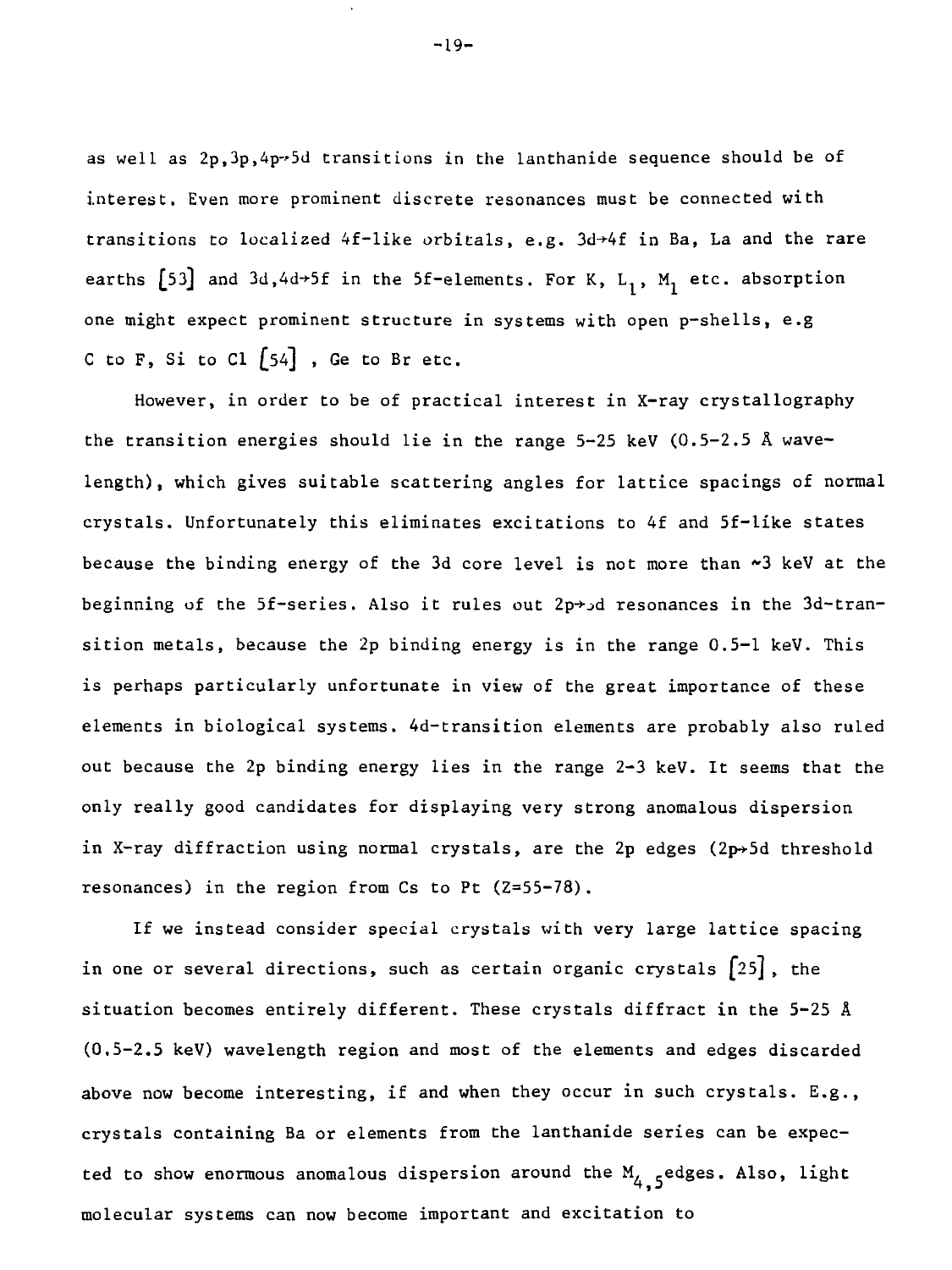as well as 2p,3p,4p→5d transitions in the lanthanide sequence should be of interest. Even more prominent discrete resonances must be connected with transitions to localized 4f-like orbitals, e.g. 3d→4f in Ba, La and the rare earths [53] and 3d,4d→5f in the 5f-elements. For K, $L_1$, $M_1$ etc. absorption one might expect prominent structure in systems with open p-shells, e.g C to F, Si to Cl [54] , Ge to Br etc.

However, in order to be of practical interest in X-ray crystallography the transition energies should lie in the range 5-25 keV (0.5-2.5 Å wavelength), which gives suitable scattering angles for lattice spacings of normal crystals. Unfortunately this eliminates excitations to 4f and 5f-like states because the binding energy of the 3d core level is not more than ~3 keV at the beginning of the 5f-series. Also it rules out 2p→3d resonances in the 3d-transition metals, because the 2p binding energy is in the range 0.5-1 keV. This is perhaps particularly unfortunate in view of the great importance of these elements in biological systems. 4d-transition elements are probably also ruled out because the 2p binding energy lies in the range 2-3 keV. It seems that the only really good candidates for displaying very strong anomalous dispersion in X-ray diffraction using normal crystals, are the 2p edges (2p→5d threshold resonances) in the region from Cs to Pt (Z=55-78).

If we instead consider special crystals with very large lattice spacing in one or several directions, such as certain organic crystals [25], the situation becomes entirely different. These crystals diffract in the 5-25 Å (0.5-2.5 keV) wavelength region and most of the elements and edges discarded above now become interesting, if and when they occur in such crystals. E.g., crystals containing Ba or elements from the lanthanide series can be expected to show enormous anomalous dispersion around the $M_{4,5}$ edges. Also, light molecular systems can now become important and excitation to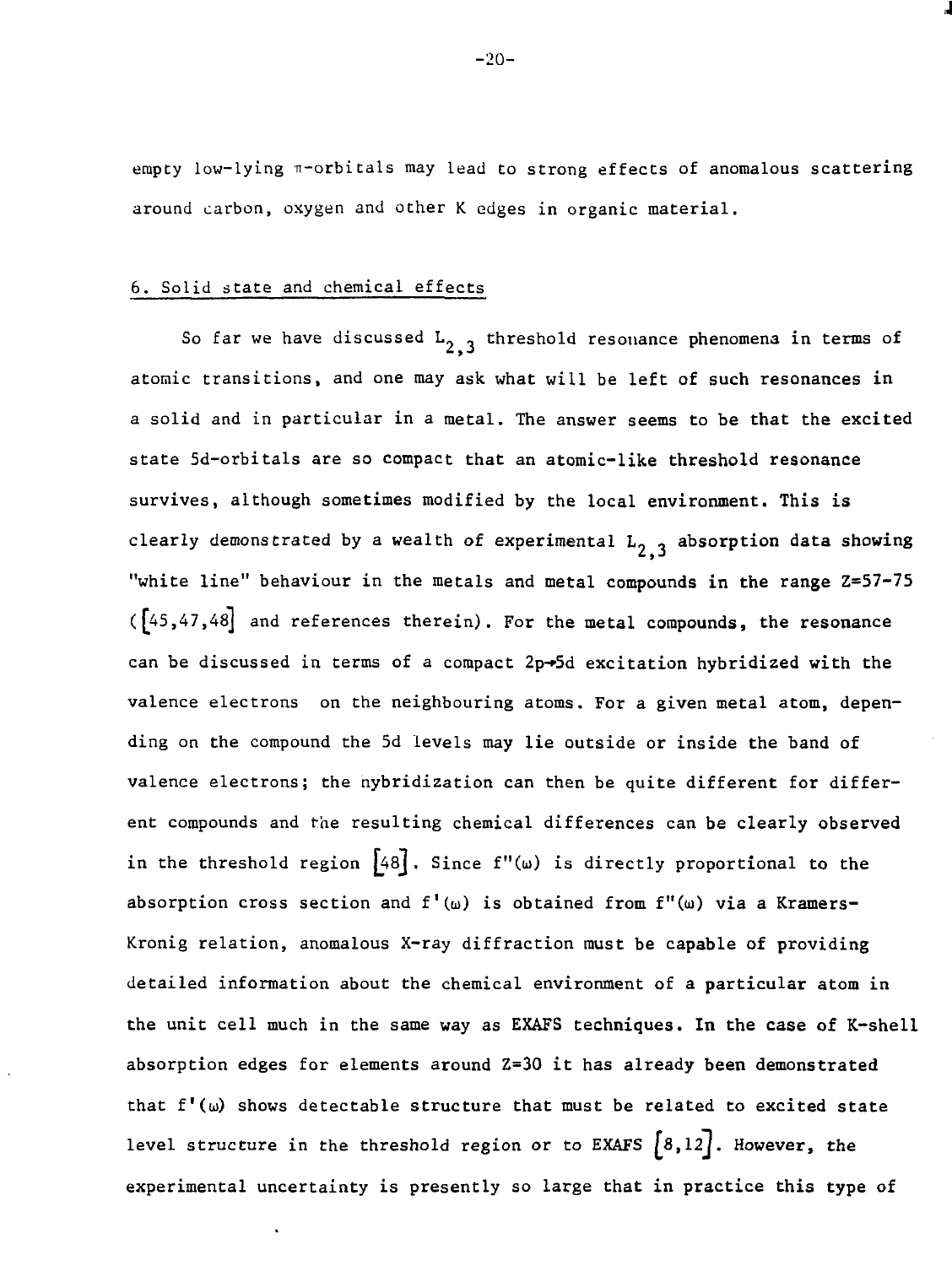empty low-lying π-orbitals may lead to strong effects of anomalous scattering around carbon, oxygen and other K edges in organic material.

## 6. Solid state and chemical effects

So far we have discussed $L_{2,3}$ threshold resonance phenomena in terms of atomic transitions, and one may ask what will be left of such resonances in a solid and in particular in a metal. The answer seems to be that the excited state 5d-orbitals are so compact that an atomic-like threshold resonance survives, although sometimes modified by the local environment. This is clearly demonstrated by a wealth of experimental $L_{2,3}$ absorption data showing "white line" behaviour in the metals and metal compounds in the range Z=57-75 ([45,47,48] and references therein). For the metal compounds, the resonance can be discussed in terms of a compact 2p→5d excitation hybridized with the valence electrons on the neighbouring atoms. For a given metal atom, depending on the compound the 5d levels may lie outside or inside the band of valence electrons; the hybridization can then be quite different for different compounds and the resulting chemical differences can be clearly observed in the threshold region [48]. Since $f''(\omega)$ is directly proportional to the absorption cross section and $f'(\omega)$ is obtained from $f''(\omega)$ via a Kramers-Kronig relation, anomalous X-ray diffraction must be capable of providing detailed information about the chemical environment of a particular atom in the unit cell much in the same way as EXAFS techniques. In the case of K-shell absorption edges for elements around Z=30 it has already been demonstrated that $f'(\omega)$ shows detectable structure that must be related to excited state level structure in the threshold region or to EXAFS [8,12]. However, the experimental uncertainty is presently so large that in practice this type of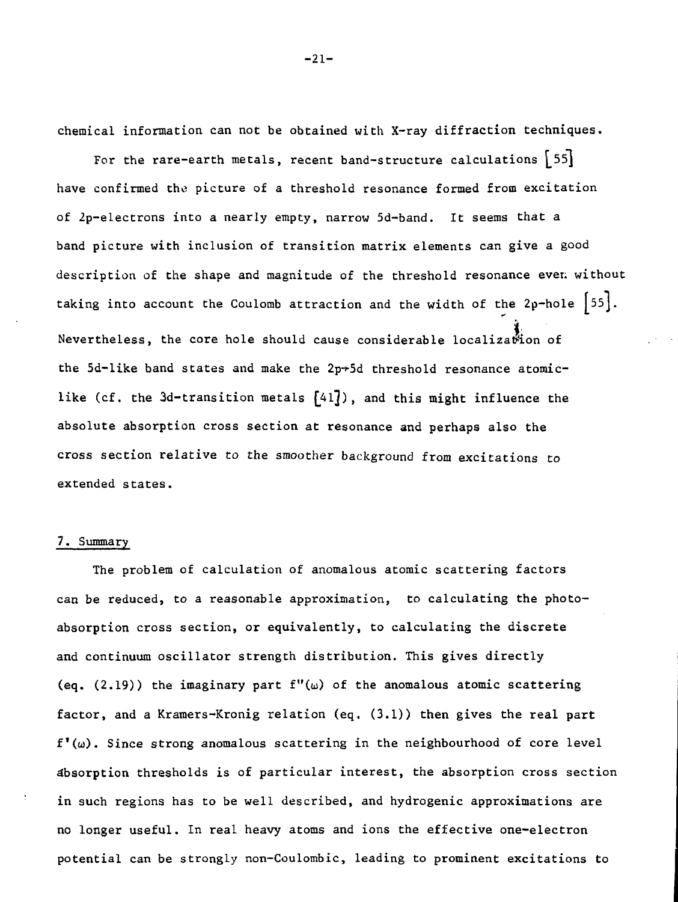chemical information can not be obtained with X-ray diffraction techniques.

For the rare-earth metals, recent band-structure calculations [55] have confirmed the picture of a threshold resonance formed from excitation of 2p-electrons into a nearly empty, narrow 5d-band. It seems that a band picture with inclusion of transition matrix elements can give a good description of the shape and magnitude of the threshold resonance even without taking into account the Coulomb attraction and the width of the 2p-hole [55]. Nevertheless, the core hole should cause considerable localization of the 5d-like band states and make the $2p\rightarrow5d$ threshold resonance atomic-like (cf. the 3d-transition metals [41]), and this might influence the absolute absorption cross section at resonance and perhaps also the cross section relative to the smoother background from excitations to extended states.

## 7. Summary

The problem of calculation of anomalous atomic scattering factors can be reduced, to a reasonable approximation, to calculating the photo-absorption cross section, or equivalently, to calculating the discrete and continuum oscillator strength distribution. This gives directly (eq. (2.19)) the imaginary part $f''(\omega)$ of the anomalous atomic scattering factor, and a Kramers-Kronig relation (eq. (3.1)) then gives the real part $f'(\omega)$. Since strong anomalous scattering in the neighbourhood of core level absorption thresholds is of particular interest, the absorption cross section in such regions has to be well described, and hydrogenic approximations are no longer useful. In real heavy atoms and ions the effective one-electron potential can be strongly non-Coulombic, leading to prominent excitations to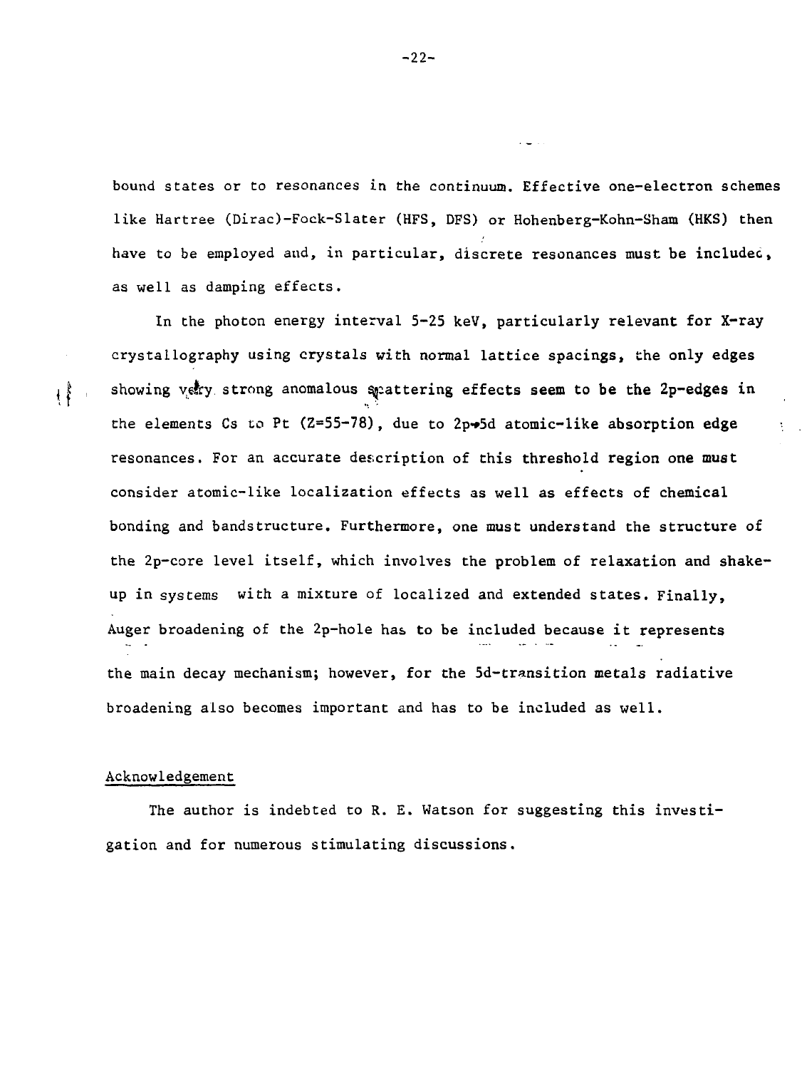bound states or to resonances in the continuum. Effective one-electron schemes like Hartree (Dirac)-Fock-Slater (HFS, DFS) or Hohenberg-Kohn-Sham (HKS) then have to be employed and, in particular, discrete resonances must be included, as well as damping effects.

In the photon energy interval 5-25 keV, particularly relevant for X-ray crystallography using crystals with normal lattice spacings, the only edges showing very strong anomalous scattering effects seem to be the 2p-edges in the elements Cs to Pt (Z=55-78), due to 2p→5d atomic-like absorption edge resonances. For an accurate description of this threshold region one must consider atomic-like localization effects as well as effects of chemical bonding and bandstructure. Furthermore, one must understand the structure of the 2p-core level itself, which involves the problem of relaxation and shake-up in systems with a mixture of localized and extended states. Finally, Auger broadening of the 2p-hole has to be included because it represents the main decay mechanism; however, for the 5d-transition metals radiative broadening also becomes important and has to be included as well.

## Acknowledgement

The author is indebted to R. E. Watson for suggesting this investigation and for numerous stimulating discussions.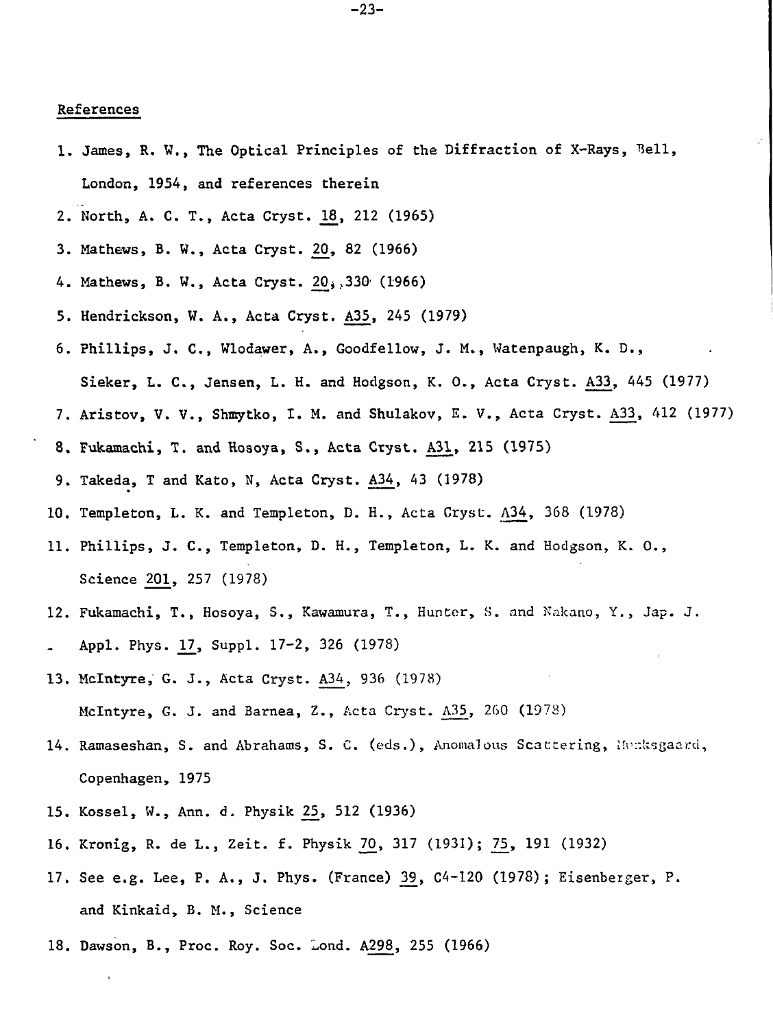## References

1. James, R. W., The Optical Principles of the Diffraction of X-Rays, Bell, London, 1954, and references therein
2. North, A. C. T., Acta Cryst. 18, 212 (1965)
3. Mathews, B. W., Acta Cryst. 20, 82 (1966)
4. Mathews, B. W., Acta Cryst. 20, 330 (1966)
5. Hendrickson, W. A., Acta Cryst. A35, 245 (1979)
6. Phillips, J. C., Wlodawer, A., Goodfellow, J. M., Watenpaugh, K. D., Sieker, L. C., Jensen, L. H. and Hodgson, K. O., Acta Cryst. A33, 445 (1977)
7. Aristov, V. V., Shmytko, I. M. and Shulakov, E. V., Acta Cryst. A33, 412 (1977)
8. Fukamachi, T. and Hosoya, S., Acta Cryst. A31, 215 (1975)
9. Takeda, T and Kato, N, Acta Cryst. A34, 43 (1978)
10. Templeton, L. K. and Templeton, D. H., Acta Cryst. A34, 368 (1978)
11. Phillips, J. C., Templeton, D. H., Templeton, L. K. and Hodgson, K. O., Science 201, 257 (1978)
12. Fukamachi, T., Hosoya, S., Kawamura, T., Hunter, S. and Nakano, Y., Jap. J. Appl. Phys. 17, Suppl. 17-2, 326 (1978)
13. McIntyre, G. J., Acta Cryst. A34, 936 (1978)
    McIntyre, G. J. and Barnea, Z., Acta Cryst. A35, 260 (1978)
14. Ramaseshan, S. and Abrahams, S. C. (eds.), Anomalous Scattering, Munksgaard, Copenhagen, 1975
15. Kossel, W., Ann. d. Physik 25, 512 (1936)
16. Kronig, R. de L., Zeit. f. Physik 70, 317 (1931); 75, 191 (1932)
17. See e.g. Lee, P. A., J. Phys. (France) 39, C4-120 (1978); Eisenberger, P. and Kinkaid, B. M., Science
18. Dawson, B., Proc. Roy. Soc. Lond. A298, 255 (1966)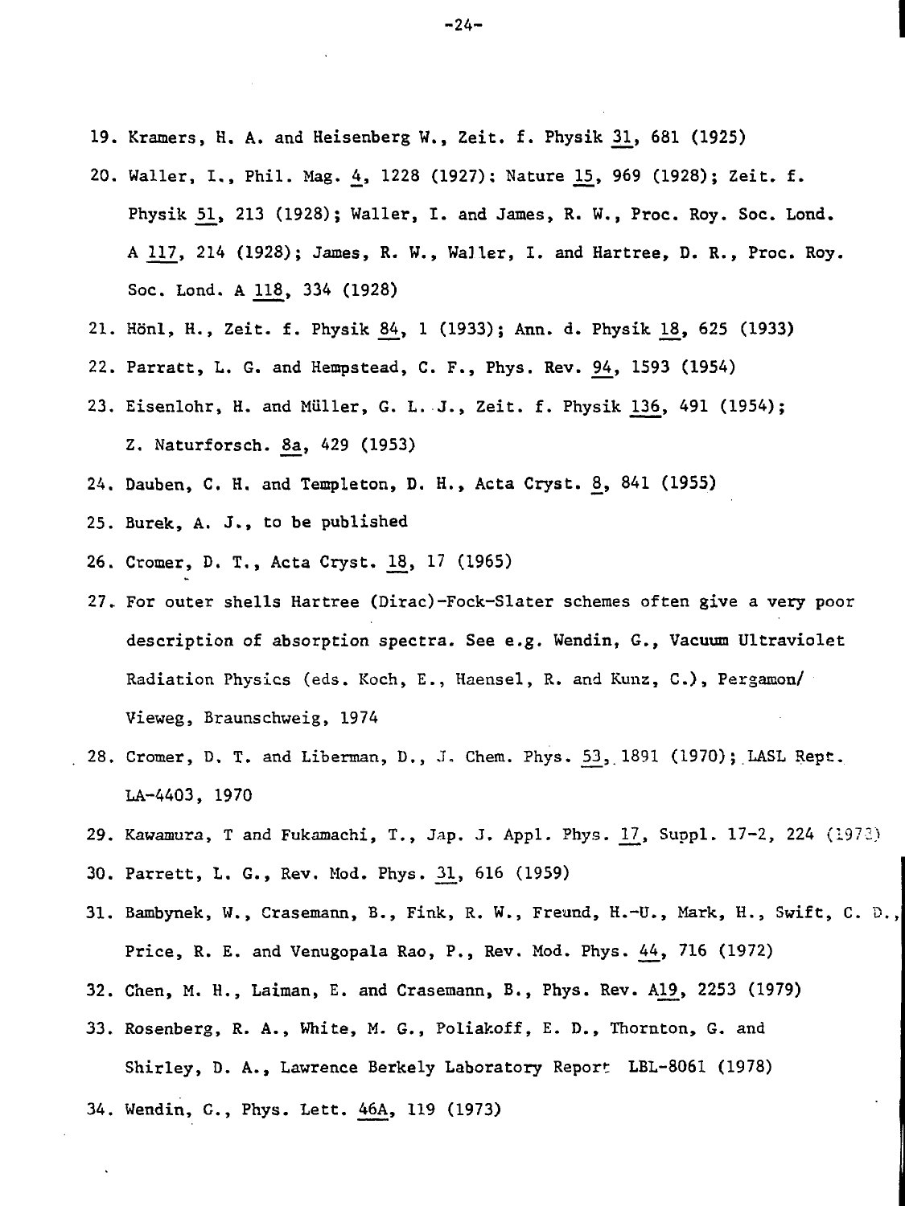19. Kramers, H. A. and Heisenberg W., Zeit. f. Physik 31, 681 (1925)
20. Waller, I., Phil. Mag. 4, 1228 (1927): Nature 15, 969 (1928); Zeit. f. Physik 51, 213 (1928); Waller, I. and James, R. W., Proc. Roy. Soc. Lond. A 117, 214 (1928); James, R. W., Waller, I. and Hartree, D. R., Proc. Roy. Soc. Lond. A 118, 334 (1928)
21. Hönl, H., Zeit. f. Physik 84, 1 (1933); Ann. d. Physik 18, 625 (1933)
22. Parratt, L. G. and Hempstead, C. F., Phys. Rev. 94, 1593 (1954)
23. Eisenlohr, H. and Müller, G. L. J., Zeit. f. Physik 136, 491 (1954); Z. Naturforsch. 8a, 429 (1953)
24. Dauben, C. H. and Templeton, D. H., Acta Cryst. 8, 841 (1955)
25. Burek, A. J., to be published
26. Cromer, D. T., Acta Cryst. 18, 17 (1965)
27. For outer shells Hartree (Dirac)-Fock-Slater schemes often give a very poor description of absorption spectra. See e.g. Wendin, G., Vacuum Ultraviolet Radiation Physics (eds. Koch, E., Haensel, R. and Kunz, C.), Pergamon/ Vieweg, Braunschweig, 1974
28. Cromer, D. T. and Liberman, D., J. Chem. Phys. 53, 1891 (1970); LASL Rept. LA-4403, 1970
29. Kawamura, T and Fukamachi, T., Jap. J. Appl. Phys. 17, Suppl. 17-2, 224 (1978)
30. Parrett, L. G., Rev. Mod. Phys. 31, 616 (1959)
31. Bambynek, W., Crasemann, B., Fink, R. W., Freund, H.-U., Mark, H., Swift, C. D., Price, R. E. and Venugopala Rao, P., Rev. Mod. Phys. 44, 716 (1972)
32. Chen, M. H., Laiman, E. and Crasemann, B., Phys. Rev. A19, 2253 (1979)
33. Rosenberg, R. A., White, M. G., Poliakoff, E. D., Thornton, G. and Shirley, D. A., Lawrence Berkely Laboratory Report LBL-8061 (1978)
34. Wendin, G., Phys. Lett. 46A, 119 (1973)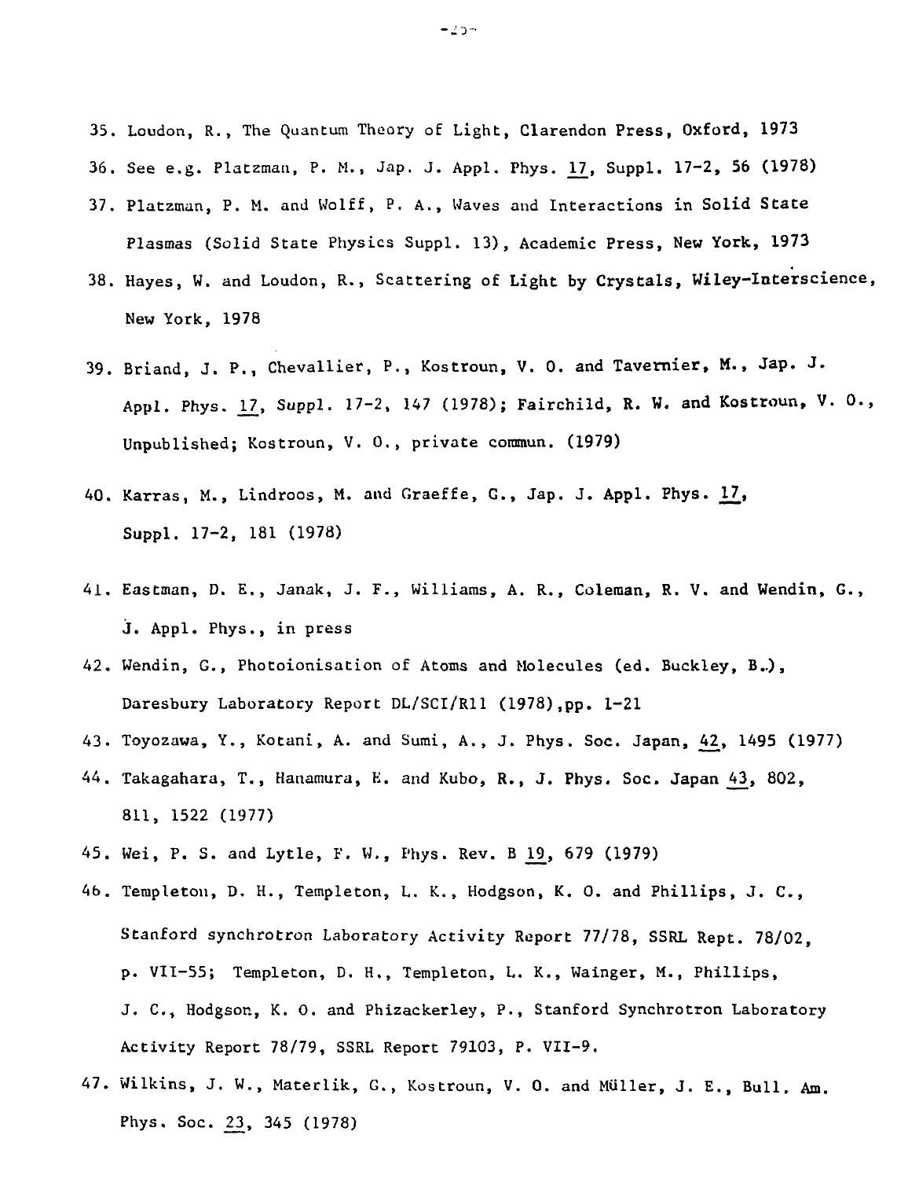35. Loudon, R., The Quantum Theory of Light, Clarendon Press, Oxford, 1973

36. See e.g. Platzman, P. M., Jap. J. Appl. Phys. 17, Suppl. 17-2, 56 (1978)

37. Platzman, P. M. and Wolff, P. A., Waves and Interactions in Solid State Plasmas (Solid State Physics Suppl. 13), Academic Press, New York, 1973

38. Hayes, W. and Loudon, R., Scattering of Light by Crystals, Wiley-Interscience, New York, 1978

39. Briand, J. P., Chevallier, P., Kostroun, V. O. and Tavernier, M., Jap. J. Appl. Phys. 17, Suppl. 17-2, 147 (1978); Fairchild, R. W. and Kostroun, V. O., Unpublished; Kostroun, V. O., private commun. (1979)

40. Karras, M., Lindroos, M. and Graeffe, G., Jap. J. Appl. Phys. 17, Suppl. 17-2, 181 (1978)

41. Eastman, D. E., Janak, J. F., Williams, A. R., Coleman, R. V. and Wendin, G., J. Appl. Phys., in press

42. Wendin, G., Photoionisation of Atoms and Molecules (ed. Buckley, B.), Daresbury Laboratory Report DL/SCI/R11 (1978), pp. 1-21

43. Toyozawa, Y., Kotani, A. and Sumi, A., J. Phys. Soc. Japan, 42, 1495 (1977)

44. Takagahara, T., Hanamura, E. and Kubo, R., J. Phys. Soc. Japan 43, 802, 811, 1522 (1977)

45. Wei, P. S. and Lytle, F. W., Phys. Rev. B 19, 679 (1979)

46. Templeton, D. H., Templeton, L. K., Hodgson, K. O. and Phillips, J. C., Stanford synchrotron Laboratory Activity Report 77/78, SSRL Rept. 78/02, p. VII-55; Templeton, D. H., Templeton, L. K., Wainger, M., Phillips, J. C., Hodgson, K. O. and Phizackerley, P., Stanford Synchrotron Laboratory Activity Report 78/79, SSRL Report 79103, P. VII-9.

47. Wilkins, J. W., Materlik, G., Kostroun, V. O. and Müller, J. E., Bull. Am. Phys. Soc. 23, 345 (1978)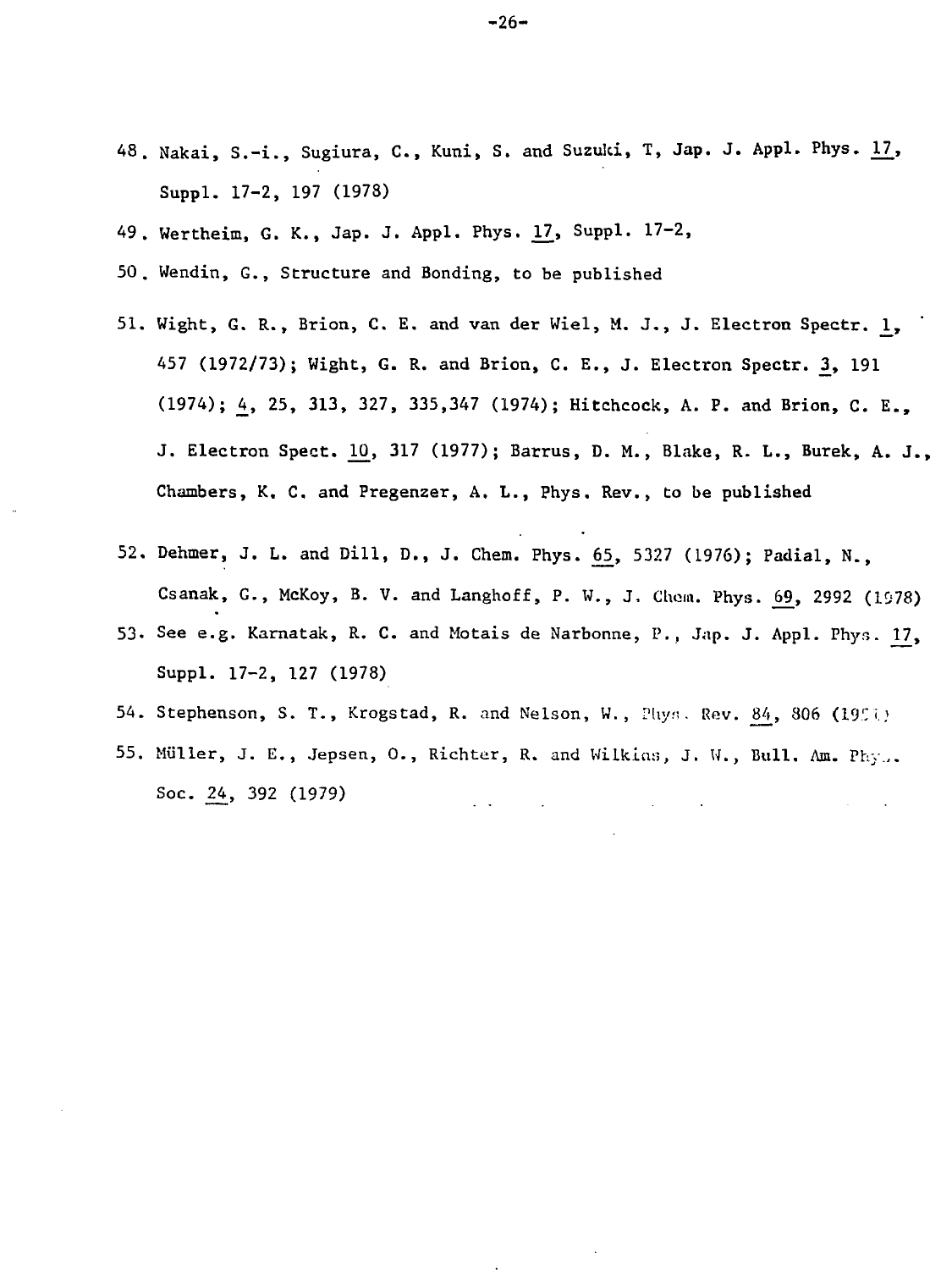48. Nakai, S.-i., Sugiura, C., Kuni, S. and Suzuki, T, Jap. J. Appl. Phys. 17, Suppl. 17-2, 197 (1978)

49. Wertheim, G. K., Jap. J. Appl. Phys. 17, Suppl. 17-2,

50. Wendin, G., Structure and Bonding, to be published

51. Wight, G. R., Brion, C. E. and van der Wiel, M. J., J. Electron Spectr. 1, 457 (1972/73); Wight, G. R. and Brion, C. E., J. Electron Spectr. 3, 191 (1974); 4, 25, 313, 327, 335,347 (1974); Hitchcock, A. P. and Brion, C. E., J. Electron Spect. 10, 317 (1977); Barrus, D. M., Blake, R. L., Burek, A. J., Chambers, K. C. and Pregenzer, A. L., Phys. Rev., to be published

52. Dehmer, J. L. and Dill, D., J. Chem. Phys. 65, 5327 (1976); Padial, N., Csanak, G., McKoy, B. V. and Langhoff, P. W., J. Chem. Phys. 69, 2992 (1978)

53. See e.g. Karnatak, R. C. and Motais de Narbonne, P., Jap. J. Appl. Phys. 17, Suppl. 17-2, 127 (1978)

54. Stephenson, S. T., Krogstad, R. and Nelson, W., Phys. Rev. 84, 806 (1951)

55. Müller, J. E., Jepsen, O., Richter, R. and Wilkins, J. W., Bull. Am. Phys. Soc. 24, 392 (1979)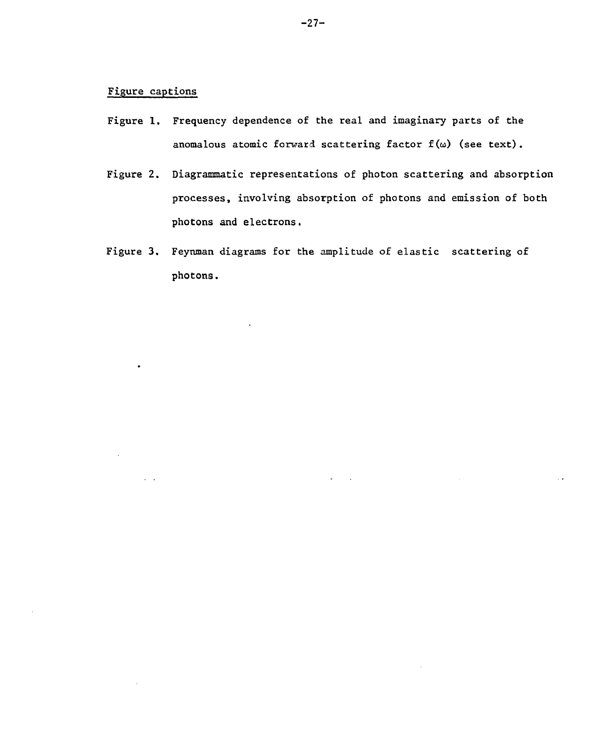## Figure captions

Figure 1. Frequency dependence of the real and imaginary parts of the anomalous atomic forward scattering factor $f(\omega)$ (see text).

Figure 2. Diagrammatic representations of photon scattering and absorption processes, involving absorption of photons and emission of both photons and electrons.

Figure 3. Feynman diagrams for the amplitude of elastic scattering of photons.